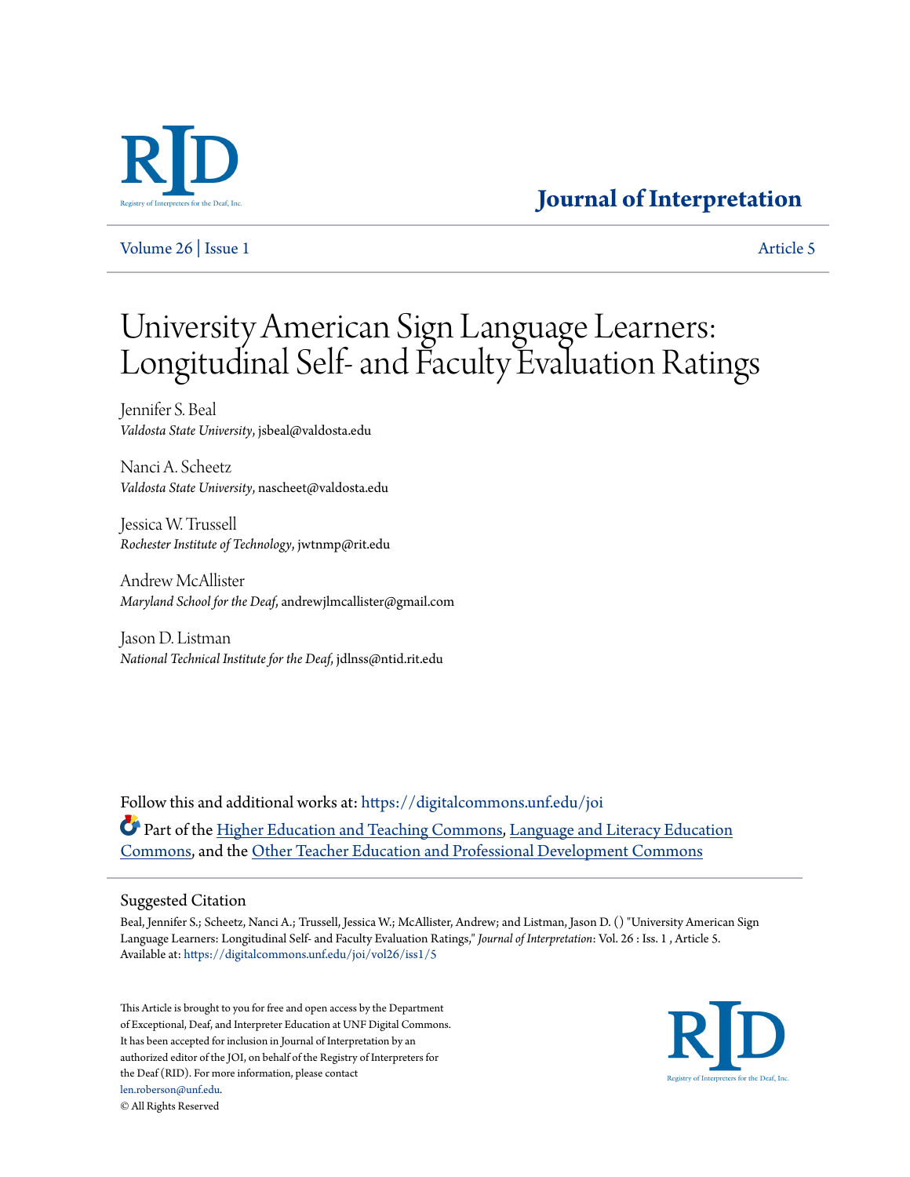Journal of Interpretation

Volume 26 | Issue 1 | Article 5

# University American Sign Language Learners: Longitudinal Self- and Faculty Evaluation Ratings

Jennifer S. Beal
*Valdosta State University*, jsbeal@valdosta.edu

Nanci A. Scheetz
*Valdosta State University*, nascheet@valdosta.edu

Jessica W. Trussell
*Rochester Institute of Technology*, jwtnmp@rit.edu

Andrew McAllister
*Maryland School for the Deaf*, andrewjlmcallister@gmail.com

Jason D. Listman
*National Technical Institute for the Deaf*, jdlnss@ntid.rit.edu

Follow this and additional works at: https://digitalcommons.unf.edu/joi

Part of the Higher Education and Teaching Commons, Language and Literacy Education Commons, and the Other Teacher Education and Professional Development Commons

## Suggested Citation

Beal, Jennifer S.; Scheetz, Nanci A.; Trussell, Jessica W.; McAllister, Andrew; and Listman, Jason D. () "University American Sign Language Learners: Longitudinal Self- and Faculty Evaluation Ratings," *Journal of Interpretation*: Vol. 26 : Iss. 1 , Article 5.
Available at: https://digitalcommons.unf.edu/joi/vol26/iss1/5

This Article is brought to you for free and open access by the Department of Exceptional, Deaf, and Interpreter Education at UNF Digital Commons. It has been accepted for inclusion in Journal of Interpretation by an authorized editor of the JOI, on behalf of the Registry of Interpreters for the Deaf (RID). For more information, please contact len.roberson@unf.edu.
© All Rights Reserved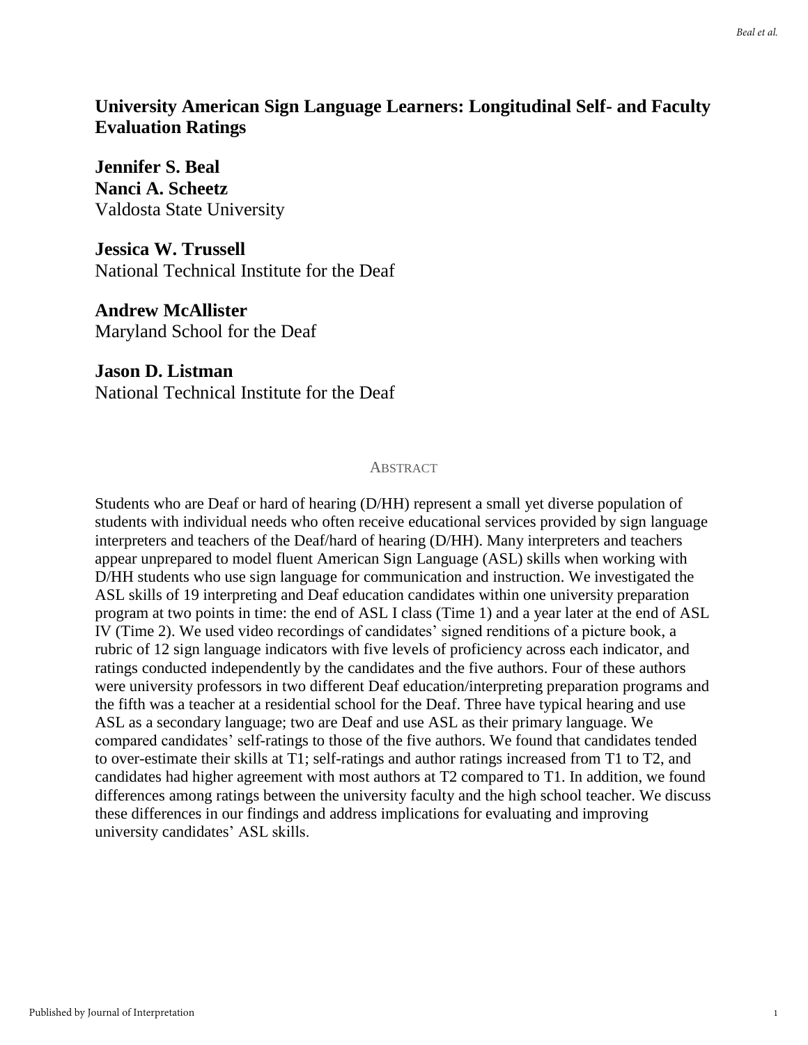# University American Sign Language Learners: Longitudinal Self- and Faculty Evaluation Ratings

**Jennifer S. Beal**
**Nanci A. Scheetz**
Valdosta State University

**Jessica W. Trussell**
National Technical Institute for the Deaf

**Andrew McAllister**
Maryland School for the Deaf

**Jason D. Listman**
National Technical Institute for the Deaf

## Abstract

Students who are Deaf or hard of hearing (D/HH) represent a small yet diverse population of students with individual needs who often receive educational services provided by sign language interpreters and teachers of the Deaf/hard of hearing (D/HH). Many interpreters and teachers appear unprepared to model fluent American Sign Language (ASL) skills when working with D/HH students who use sign language for communication and instruction. We investigated the ASL skills of 19 interpreting and Deaf education candidates within one university preparation program at two points in time: the end of ASL I class (Time 1) and a year later at the end of ASL IV (Time 2). We used video recordings of candidates' signed renditions of a picture book, a rubric of 12 sign language indicators with five levels of proficiency across each indicator, and ratings conducted independently by the candidates and the five authors. Four of these authors were university professors in two different Deaf education/interpreting preparation programs and the fifth was a teacher at a residential school for the Deaf. Three have typical hearing and use ASL as a secondary language; two are Deaf and use ASL as their primary language. We compared candidates' self-ratings to those of the five authors. We found that candidates tended to over-estimate their skills at T1; self-ratings and author ratings increased from T1 to T2, and candidates had higher agreement with most authors at T2 compared to T1. In addition, we found differences among ratings between the university faculty and the high school teacher. We discuss these differences in our findings and address implications for evaluating and improving university candidates' ASL skills.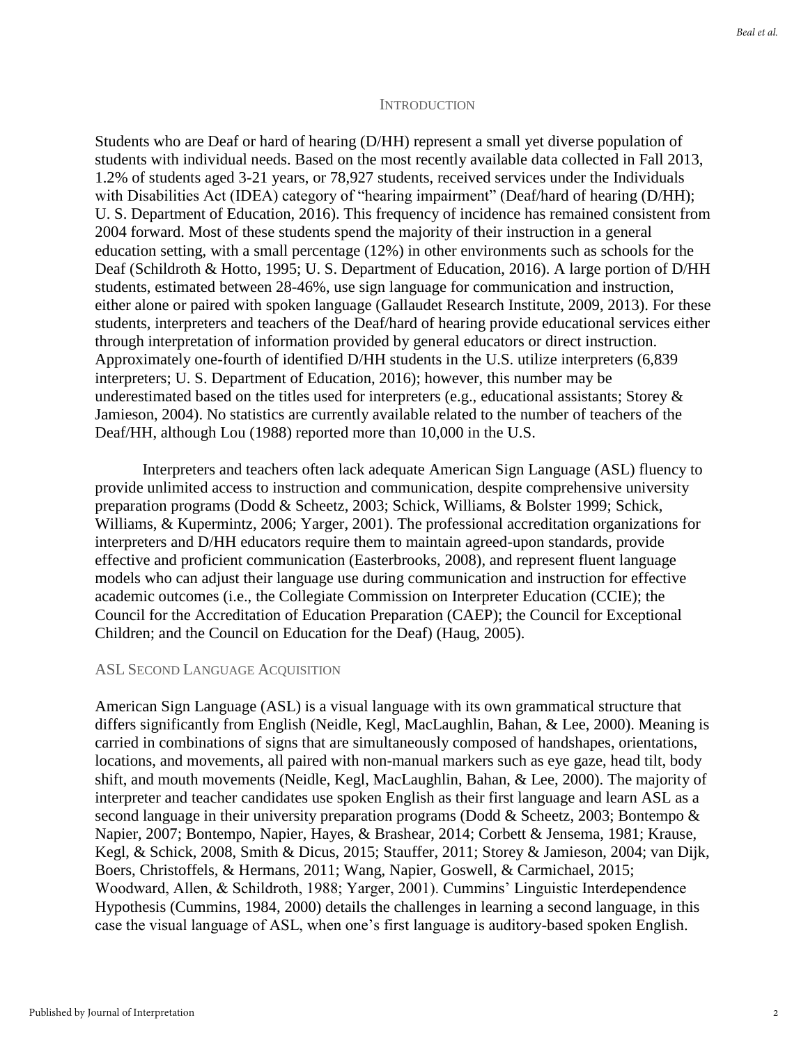## Introduction

Students who are Deaf or hard of hearing (D/HH) represent a small yet diverse population of students with individual needs. Based on the most recently available data collected in Fall 2013, 1.2% of students aged 3-21 years, or 78,927 students, received services under the Individuals with Disabilities Act (IDEA) category of "hearing impairment" (Deaf/hard of hearing (D/HH); U. S. Department of Education, 2016). This frequency of incidence has remained consistent from 2004 forward. Most of these students spend the majority of their instruction in a general education setting, with a small percentage (12%) in other environments such as schools for the Deaf (Schildroth & Hotto, 1995; U. S. Department of Education, 2016). A large portion of D/HH students, estimated between 28-46%, use sign language for communication and instruction, either alone or paired with spoken language (Gallaudet Research Institute, 2009, 2013). For these students, interpreters and teachers of the Deaf/hard of hearing provide educational services either through interpretation of information provided by general educators or direct instruction. Approximately one-fourth of identified D/HH students in the U.S. utilize interpreters (6,839 interpreters; U. S. Department of Education, 2016); however, this number may be underestimated based on the titles used for interpreters (e.g., educational assistants; Storey & Jamieson, 2004). No statistics are currently available related to the number of teachers of the Deaf/HH, although Lou (1988) reported more than 10,000 in the U.S.

Interpreters and teachers often lack adequate American Sign Language (ASL) fluency to provide unlimited access to instruction and communication, despite comprehensive university preparation programs (Dodd & Scheetz, 2003; Schick, Williams, & Bolster 1999; Schick, Williams, & Kupermintz, 2006; Yarger, 2001). The professional accreditation organizations for interpreters and D/HH educators require them to maintain agreed-upon standards, provide effective and proficient communication (Easterbrooks, 2008), and represent fluent language models who can adjust their language use during communication and instruction for effective academic outcomes (i.e., the Collegiate Commission on Interpreter Education (CCIE); the Council for the Accreditation of Education Preparation (CAEP); the Council for Exceptional Children; and the Council on Education for the Deaf) (Haug, 2005).

### ASL Second Language Acquisition

American Sign Language (ASL) is a visual language with its own grammatical structure that differs significantly from English (Neidle, Kegl, MacLaughlin, Bahan, & Lee, 2000). Meaning is carried in combinations of signs that are simultaneously composed of handshapes, orientations, locations, and movements, all paired with non-manual markers such as eye gaze, head tilt, body shift, and mouth movements (Neidle, Kegl, MacLaughlin, Bahan, & Lee, 2000). The majority of interpreter and teacher candidates use spoken English as their first language and learn ASL as a second language in their university preparation programs (Dodd & Scheetz, 2003; Bontempo & Napier, 2007; Bontempo, Napier, Hayes, & Brashear, 2014; Corbett & Jensema, 1981; Krause, Kegl, & Schick, 2008, Smith & Dicus, 2015; Stauffer, 2011; Storey & Jamieson, 2004; van Dijk, Boers, Christoffels, & Hermans, 2011; Wang, Napier, Goswell, & Carmichael, 2015; Woodward, Allen, & Schildroth, 1988; Yarger, 2001). Cummins' Linguistic Interdependence Hypothesis (Cummins, 1984, 2000) details the challenges in learning a second language, in this case the visual language of ASL, when one's first language is auditory-based spoken English.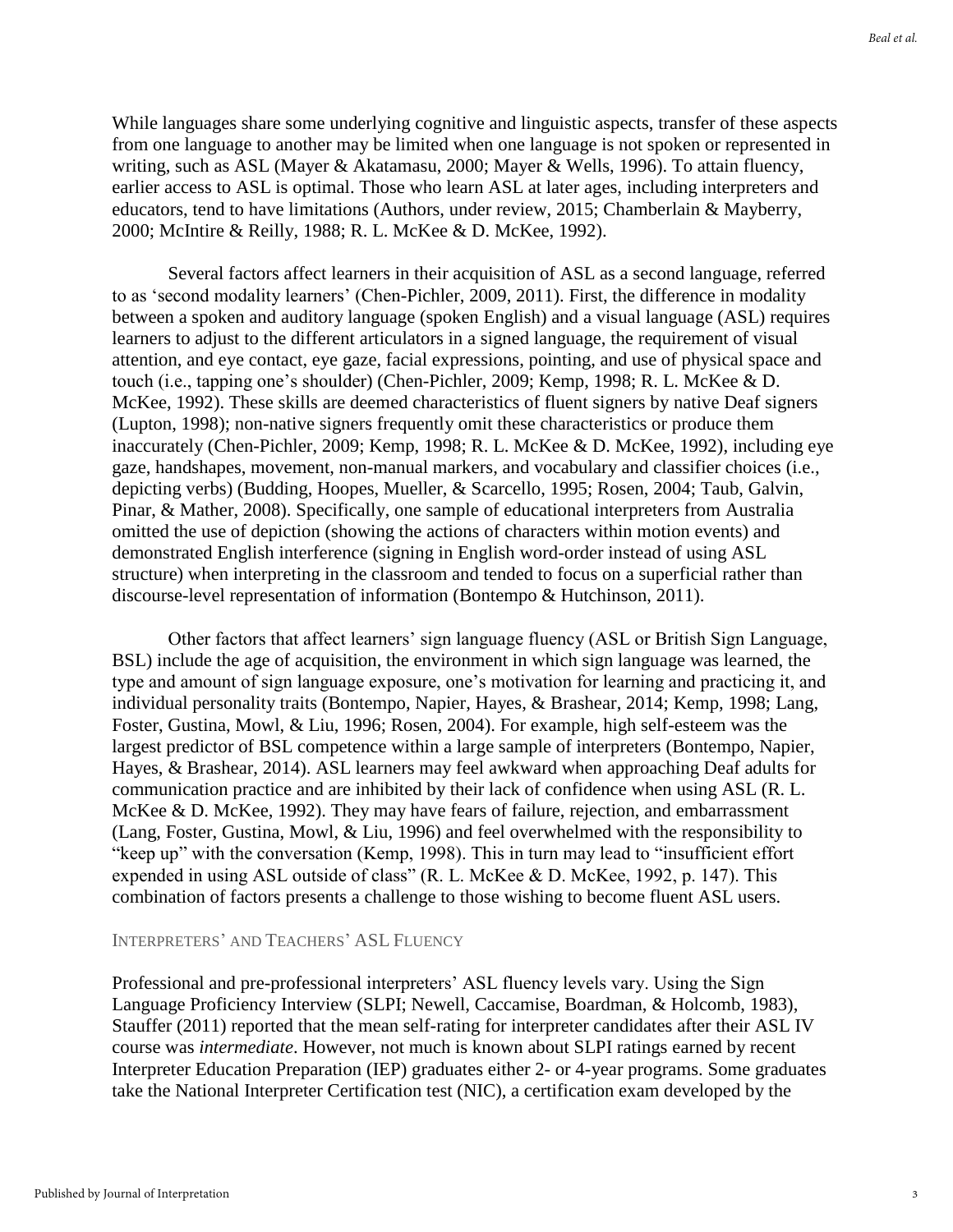While languages share some underlying cognitive and linguistic aspects, transfer of these aspects from one language to another may be limited when one language is not spoken or represented in writing, such as ASL (Mayer & Akatamasu, 2000; Mayer & Wells, 1996). To attain fluency, earlier access to ASL is optimal. Those who learn ASL at later ages, including interpreters and educators, tend to have limitations (Authors, under review, 2015; Chamberlain & Mayberry, 2000; McIntire & Reilly, 1988; R. L. McKee & D. McKee, 1992).

Several factors affect learners in their acquisition of ASL as a second language, referred to as 'second modality learners' (Chen-Pichler, 2009, 2011). First, the difference in modality between a spoken and auditory language (spoken English) and a visual language (ASL) requires learners to adjust to the different articulators in a signed language, the requirement of visual attention, and eye contact, eye gaze, facial expressions, pointing, and use of physical space and touch (i.e., tapping one's shoulder) (Chen-Pichler, 2009; Kemp, 1998; R. L. McKee & D. McKee, 1992). These skills are deemed characteristics of fluent signers by native Deaf signers (Lupton, 1998); non-native signers frequently omit these characteristics or produce them inaccurately (Chen-Pichler, 2009; Kemp, 1998; R. L. McKee & D. McKee, 1992), including eye gaze, handshapes, movement, non-manual markers, and vocabulary and classifier choices (i.e., depicting verbs) (Budding, Hoopes, Mueller, & Scarcello, 1995; Rosen, 2004; Taub, Galvin, Pinar, & Mather, 2008). Specifically, one sample of educational interpreters from Australia omitted the use of depiction (showing the actions of characters within motion events) and demonstrated English interference (signing in English word-order instead of using ASL structure) when interpreting in the classroom and tended to focus on a superficial rather than discourse-level representation of information (Bontempo & Hutchinson, 2011).

Other factors that affect learners' sign language fluency (ASL or British Sign Language, BSL) include the age of acquisition, the environment in which sign language was learned, the type and amount of sign language exposure, one's motivation for learning and practicing it, and individual personality traits (Bontempo, Napier, Hayes, & Brashear, 2014; Kemp, 1998; Lang, Foster, Gustina, Mowl, & Liu, 1996; Rosen, 2004). For example, high self-esteem was the largest predictor of BSL competence within a large sample of interpreters (Bontempo, Napier, Hayes, & Brashear, 2014). ASL learners may feel awkward when approaching Deaf adults for communication practice and are inhibited by their lack of confidence when using ASL (R. L. McKee & D. McKee, 1992). They may have fears of failure, rejection, and embarrassment (Lang, Foster, Gustina, Mowl, & Liu, 1996) and feel overwhelmed with the responsibility to "keep up" with the conversation (Kemp, 1998). This in turn may lead to "insufficient effort expended in using ASL outside of class" (R. L. McKee & D. McKee, 1992, p. 147). This combination of factors presents a challenge to those wishing to become fluent ASL users.

## Interpreters' and Teachers' ASL Fluency

Professional and pre-professional interpreters' ASL fluency levels vary. Using the Sign Language Proficiency Interview (SLPI; Newell, Caccamise, Boardman, & Holcomb, 1983), Stauffer (2011) reported that the mean self-rating for interpreter candidates after their ASL IV course was *intermediate*. However, not much is known about SLPI ratings earned by recent Interpreter Education Preparation (IEP) graduates either 2- or 4-year programs. Some graduates take the National Interpreter Certification test (NIC), a certification exam developed by the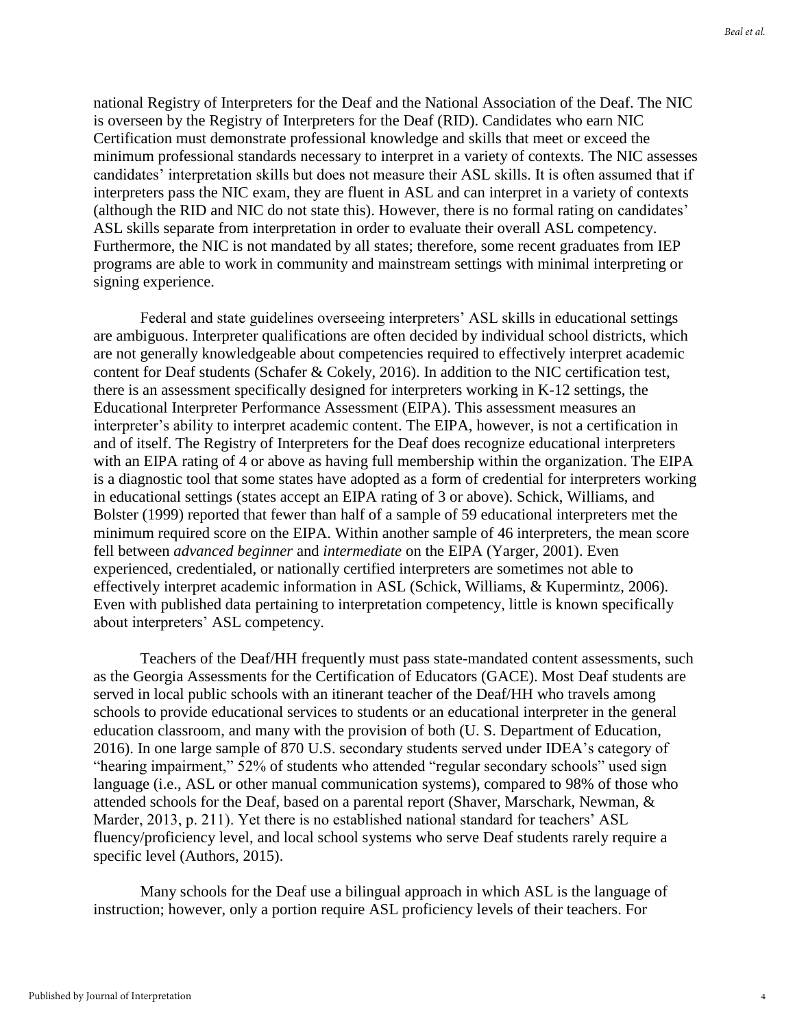national Registry of Interpreters for the Deaf and the National Association of the Deaf. The NIC is overseen by the Registry of Interpreters for the Deaf (RID). Candidates who earn NIC Certification must demonstrate professional knowledge and skills that meet or exceed the minimum professional standards necessary to interpret in a variety of contexts. The NIC assesses candidates' interpretation skills but does not measure their ASL skills. It is often assumed that if interpreters pass the NIC exam, they are fluent in ASL and can interpret in a variety of contexts (although the RID and NIC do not state this). However, there is no formal rating on candidates' ASL skills separate from interpretation in order to evaluate their overall ASL competency. Furthermore, the NIC is not mandated by all states; therefore, some recent graduates from IEP programs are able to work in community and mainstream settings with minimal interpreting or signing experience.

Federal and state guidelines overseeing interpreters' ASL skills in educational settings are ambiguous. Interpreter qualifications are often decided by individual school districts, which are not generally knowledgeable about competencies required to effectively interpret academic content for Deaf students (Schafer & Cokely, 2016). In addition to the NIC certification test, there is an assessment specifically designed for interpreters working in K-12 settings, the Educational Interpreter Performance Assessment (EIPA). This assessment measures an interpreter's ability to interpret academic content. The EIPA, however, is not a certification in and of itself. The Registry of Interpreters for the Deaf does recognize educational interpreters with an EIPA rating of 4 or above as having full membership within the organization. The EIPA is a diagnostic tool that some states have adopted as a form of credential for interpreters working in educational settings (states accept an EIPA rating of 3 or above). Schick, Williams, and Bolster (1999) reported that fewer than half of a sample of 59 educational interpreters met the minimum required score on the EIPA. Within another sample of 46 interpreters, the mean score fell between *advanced beginner* and *intermediate* on the EIPA (Yarger, 2001). Even experienced, credentialed, or nationally certified interpreters are sometimes not able to effectively interpret academic information in ASL (Schick, Williams, & Kupermintz, 2006). Even with published data pertaining to interpretation competency, little is known specifically about interpreters' ASL competency.

Teachers of the Deaf/HH frequently must pass state-mandated content assessments, such as the Georgia Assessments for the Certification of Educators (GACE). Most Deaf students are served in local public schools with an itinerant teacher of the Deaf/HH who travels among schools to provide educational services to students or an educational interpreter in the general education classroom, and many with the provision of both (U. S. Department of Education, 2016). In one large sample of 870 U.S. secondary students served under IDEA's category of "hearing impairment," 52% of students who attended "regular secondary schools" used sign language (i.e., ASL or other manual communication systems), compared to 98% of those who attended schools for the Deaf, based on a parental report (Shaver, Marschark, Newman, & Marder, 2013, p. 211). Yet there is no established national standard for teachers' ASL fluency/proficiency level, and local school systems who serve Deaf students rarely require a specific level (Authors, 2015).

Many schools for the Deaf use a bilingual approach in which ASL is the language of instruction; however, only a portion require ASL proficiency levels of their teachers. For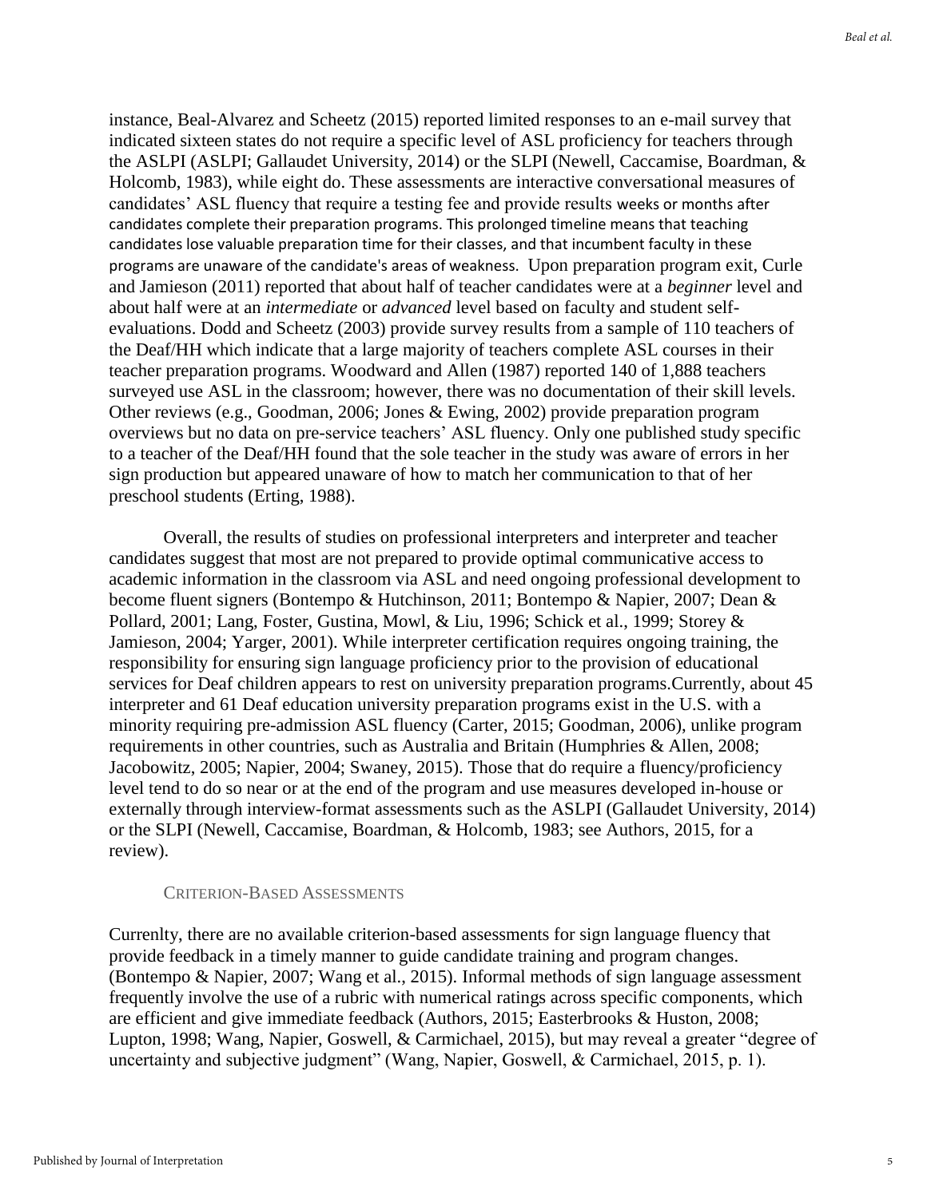instance, Beal-Alvarez and Scheetz (2015) reported limited responses to an e-mail survey that indicated sixteen states do not require a specific level of ASL proficiency for teachers through the ASLPI (ASLPI; Gallaudet University, 2014) or the SLPI (Newell, Caccamise, Boardman, & Holcomb, 1983), while eight do. These assessments are interactive conversational measures of candidates' ASL fluency that require a testing fee and provide results weeks or months after candidates complete their preparation programs. This prolonged timeline means that teaching candidates lose valuable preparation time for their classes, and that incumbent faculty in these programs are unaware of the candidate's areas of weakness. Upon preparation program exit, Curle and Jamieson (2011) reported that about half of teacher candidates were at a *beginner* level and about half were at an *intermediate* or *advanced* level based on faculty and student self-evaluations. Dodd and Scheetz (2003) provide survey results from a sample of 110 teachers of the Deaf/HH which indicate that a large majority of teachers complete ASL courses in their teacher preparation programs. Woodward and Allen (1987) reported 140 of 1,888 teachers surveyed use ASL in the classroom; however, there was no documentation of their skill levels. Other reviews (e.g., Goodman, 2006; Jones & Ewing, 2002) provide preparation program overviews but no data on pre-service teachers' ASL fluency. Only one published study specific to a teacher of the Deaf/HH found that the sole teacher in the study was aware of errors in her sign production but appeared unaware of how to match her communication to that of her preschool students (Erting, 1988).

Overall, the results of studies on professional interpreters and interpreter and teacher candidates suggest that most are not prepared to provide optimal communicative access to academic information in the classroom via ASL and need ongoing professional development to become fluent signers (Bontempo & Hutchinson, 2011; Bontempo & Napier, 2007; Dean & Pollard, 2001; Lang, Foster, Gustina, Mowl, & Liu, 1996; Schick et al., 1999; Storey & Jamieson, 2004; Yarger, 2001). While interpreter certification requires ongoing training, the responsibility for ensuring sign language proficiency prior to the provision of educational services for Deaf children appears to rest on university preparation programs.Currently, about 45 interpreter and 61 Deaf education university preparation programs exist in the U.S. with a minority requiring pre-admission ASL fluency (Carter, 2015; Goodman, 2006), unlike program requirements in other countries, such as Australia and Britain (Humphries & Allen, 2008; Jacobowitz, 2005; Napier, 2004; Swaney, 2015). Those that do require a fluency/proficiency level tend to do so near or at the end of the program and use measures developed in-house or externally through interview-format assessments such as the ASLPI (Gallaudet University, 2014) or the SLPI (Newell, Caccamise, Boardman, & Holcomb, 1983; see Authors, 2015, for a review).

## Criterion-Based Assessments

Currenlty, there are no available criterion-based assessments for sign language fluency that provide feedback in a timely manner to guide candidate training and program changes. (Bontempo & Napier, 2007; Wang et al., 2015). Informal methods of sign language assessment frequently involve the use of a rubric with numerical ratings across specific components, which are efficient and give immediate feedback (Authors, 2015; Easterbrooks & Huston, 2008; Lupton, 1998; Wang, Napier, Goswell, & Carmichael, 2015), but may reveal a greater "degree of uncertainty and subjective judgment" (Wang, Napier, Goswell, & Carmichael, 2015, p. 1).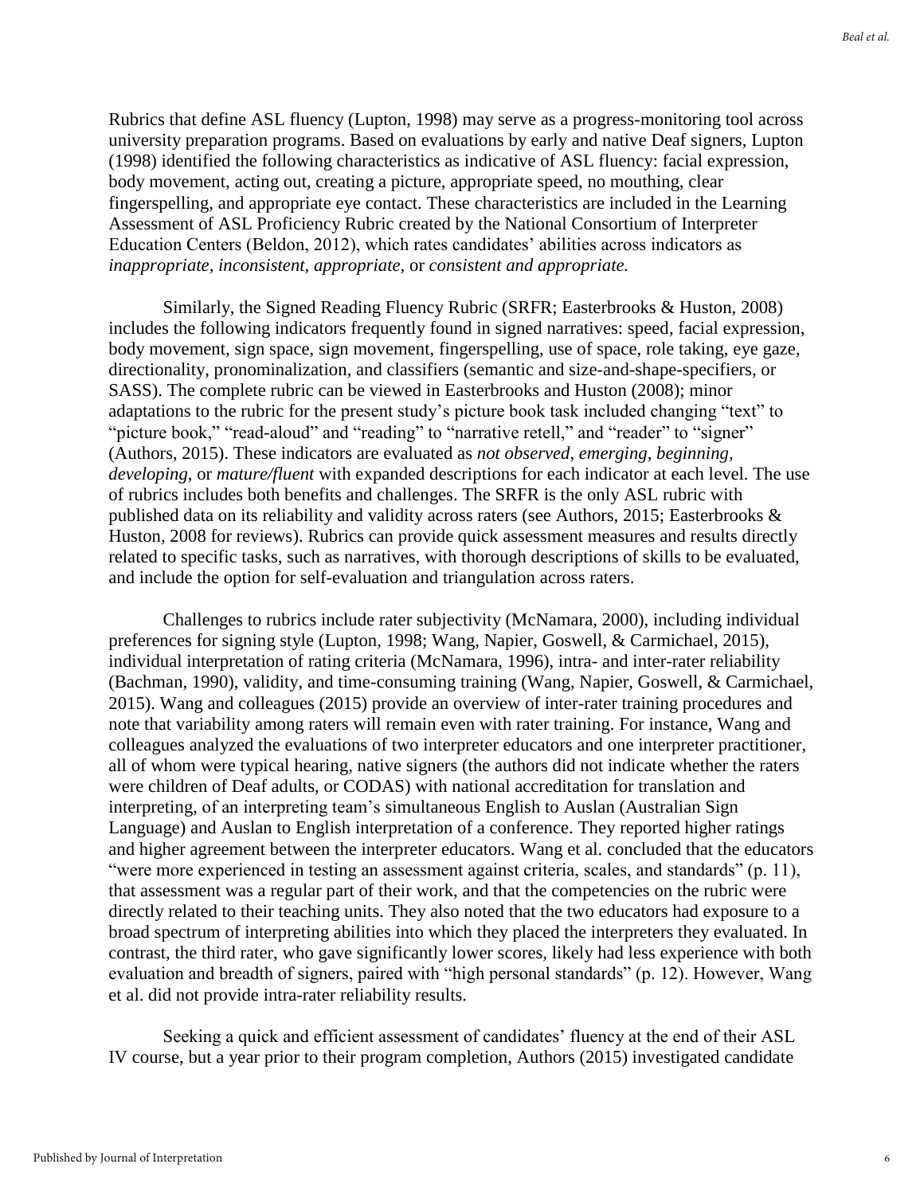Rubrics that define ASL fluency (Lupton, 1998) may serve as a progress-monitoring tool across university preparation programs. Based on evaluations by early and native Deaf signers, Lupton (1998) identified the following characteristics as indicative of ASL fluency: facial expression, body movement, acting out, creating a picture, appropriate speed, no mouthing, clear fingerspelling, and appropriate eye contact. These characteristics are included in the Learning Assessment of ASL Proficiency Rubric created by the National Consortium of Interpreter Education Centers (Beldon, 2012), which rates candidates' abilities across indicators as *inappropriate, inconsistent, appropriate,* or *consistent and appropriate.*

Similarly, the Signed Reading Fluency Rubric (SRFR; Easterbrooks & Huston, 2008) includes the following indicators frequently found in signed narratives: speed, facial expression, body movement, sign space, sign movement, fingerspelling, use of space, role taking, eye gaze, directionality, pronominalization, and classifiers (semantic and size-and-shape-specifiers, or SASS). The complete rubric can be viewed in Easterbrooks and Huston (2008); minor adaptations to the rubric for the present study's picture book task included changing "text" to "picture book," "read-aloud" and "reading" to "narrative retell," and "reader" to "signer" (Authors, 2015). These indicators are evaluated as *not observed, emerging, beginning, developing,* or *mature/fluent* with expanded descriptions for each indicator at each level. The use of rubrics includes both benefits and challenges. The SRFR is the only ASL rubric with published data on its reliability and validity across raters (see Authors, 2015; Easterbrooks & Huston, 2008 for reviews). Rubrics can provide quick assessment measures and results directly related to specific tasks, such as narratives, with thorough descriptions of skills to be evaluated, and include the option for self-evaluation and triangulation across raters.

Challenges to rubrics include rater subjectivity (McNamara, 2000), including individual preferences for signing style (Lupton, 1998; Wang, Napier, Goswell, & Carmichael, 2015), individual interpretation of rating criteria (McNamara, 1996), intra- and inter-rater reliability (Bachman, 1990), validity, and time-consuming training (Wang, Napier, Goswell, & Carmichael, 2015). Wang and colleagues (2015) provide an overview of inter-rater training procedures and note that variability among raters will remain even with rater training. For instance, Wang and colleagues analyzed the evaluations of two interpreter educators and one interpreter practitioner, all of whom were typical hearing, native signers (the authors did not indicate whether the raters were children of Deaf adults, or CODAS) with national accreditation for translation and interpreting, of an interpreting team's simultaneous English to Auslan (Australian Sign Language) and Auslan to English interpretation of a conference. They reported higher ratings and higher agreement between the interpreter educators. Wang et al. concluded that the educators "were more experienced in testing an assessment against criteria, scales, and standards" (p. 11), that assessment was a regular part of their work, and that the competencies on the rubric were directly related to their teaching units. They also noted that the two educators had exposure to a broad spectrum of interpreting abilities into which they placed the interpreters they evaluated. In contrast, the third rater, who gave significantly lower scores, likely had less experience with both evaluation and breadth of signers, paired with "high personal standards" (p. 12). However, Wang et al. did not provide intra-rater reliability results.

Seeking a quick and efficient assessment of candidates' fluency at the end of their ASL IV course, but a year prior to their program completion, Authors (2015) investigated candidate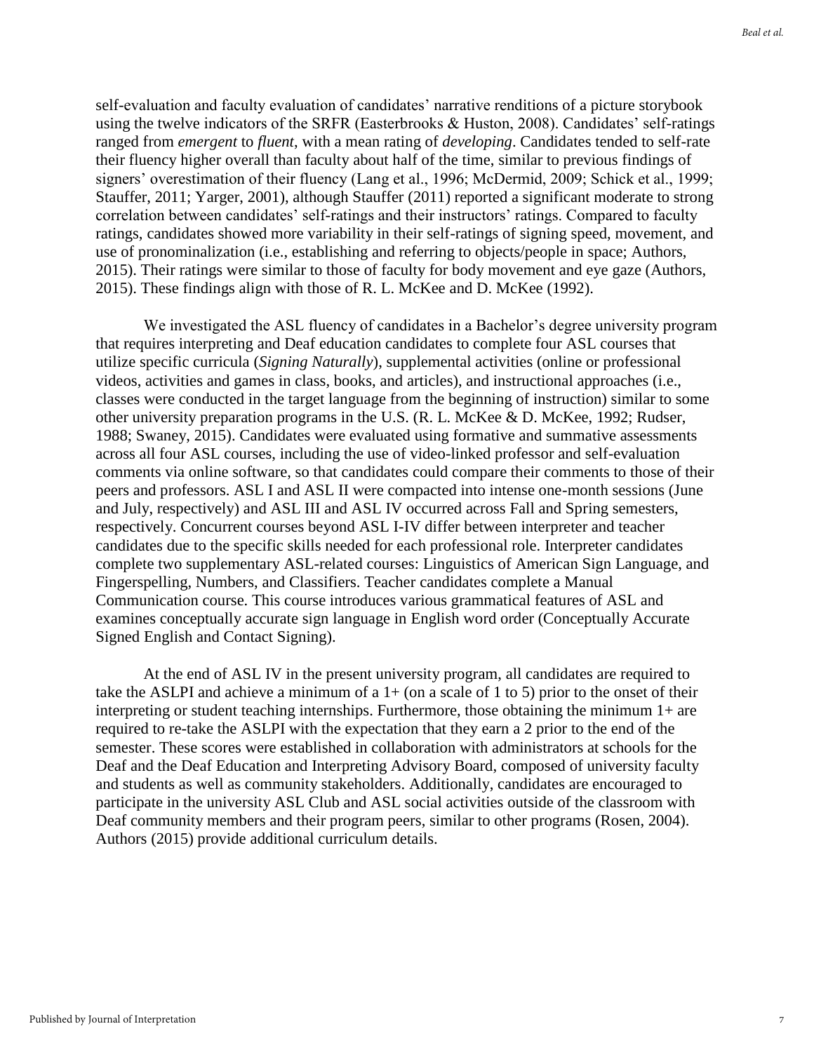self-evaluation and faculty evaluation of candidates' narrative renditions of a picture storybook using the twelve indicators of the SRFR (Easterbrooks & Huston, 2008). Candidates' self-ratings ranged from *emergent* to *fluent*, with a mean rating of *developing*. Candidates tended to self-rate their fluency higher overall than faculty about half of the time, similar to previous findings of signers' overestimation of their fluency (Lang et al., 1996; McDermid, 2009; Schick et al., 1999; Stauffer, 2011; Yarger, 2001), although Stauffer (2011) reported a significant moderate to strong correlation between candidates' self-ratings and their instructors' ratings. Compared to faculty ratings, candidates showed more variability in their self-ratings of signing speed, movement, and use of pronominalization (i.e., establishing and referring to objects/people in space; Authors, 2015). Their ratings were similar to those of faculty for body movement and eye gaze (Authors, 2015). These findings align with those of R. L. McKee and D. McKee (1992).

We investigated the ASL fluency of candidates in a Bachelor's degree university program that requires interpreting and Deaf education candidates to complete four ASL courses that utilize specific curricula (*Signing Naturally*), supplemental activities (online or professional videos, activities and games in class, books, and articles), and instructional approaches (i.e., classes were conducted in the target language from the beginning of instruction) similar to some other university preparation programs in the U.S. (R. L. McKee & D. McKee, 1992; Rudser, 1988; Swaney, 2015). Candidates were evaluated using formative and summative assessments across all four ASL courses, including the use of video-linked professor and self-evaluation comments via online software, so that candidates could compare their comments to those of their peers and professors. ASL I and ASL II were compacted into intense one-month sessions (June and July, respectively) and ASL III and ASL IV occurred across Fall and Spring semesters, respectively. Concurrent courses beyond ASL I-IV differ between interpreter and teacher candidates due to the specific skills needed for each professional role. Interpreter candidates complete two supplementary ASL-related courses: Linguistics of American Sign Language, and Fingerspelling, Numbers, and Classifiers. Teacher candidates complete a Manual Communication course. This course introduces various grammatical features of ASL and examines conceptually accurate sign language in English word order (Conceptually Accurate Signed English and Contact Signing).

At the end of ASL IV in the present university program, all candidates are required to take the ASLPI and achieve a minimum of a 1+ (on a scale of 1 to 5) prior to the onset of their interpreting or student teaching internships. Furthermore, those obtaining the minimum 1+ are required to re-take the ASLPI with the expectation that they earn a 2 prior to the end of the semester. These scores were established in collaboration with administrators at schools for the Deaf and the Deaf Education and Interpreting Advisory Board, composed of university faculty and students as well as community stakeholders. Additionally, candidates are encouraged to participate in the university ASL Club and ASL social activities outside of the classroom with Deaf community members and their program peers, similar to other programs (Rosen, 2004). Authors (2015) provide additional curriculum details.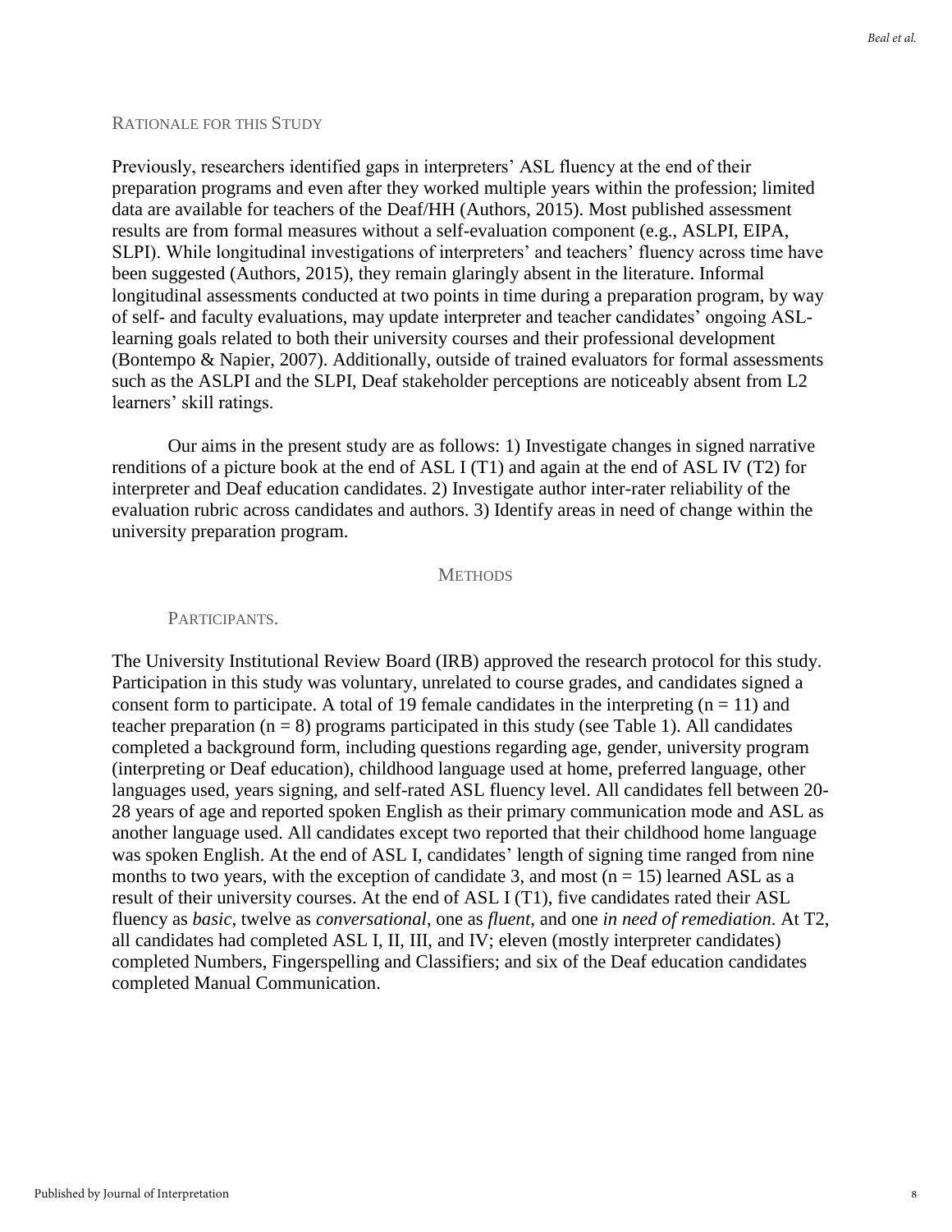## Rationale for this Study

Previously, researchers identified gaps in interpreters' ASL fluency at the end of their preparation programs and even after they worked multiple years within the profession; limited data are available for teachers of the Deaf/HH (Authors, 2015). Most published assessment results are from formal measures without a self-evaluation component (e.g., ASLPI, EIPA, SLPI). While longitudinal investigations of interpreters' and teachers' fluency across time have been suggested (Authors, 2015), they remain glaringly absent in the literature. Informal longitudinal assessments conducted at two points in time during a preparation program, by way of self- and faculty evaluations, may update interpreter and teacher candidates' ongoing ASL-learning goals related to both their university courses and their professional development (Bontempo & Napier, 2007). Additionally, outside of trained evaluators for formal assessments such as the ASLPI and the SLPI, Deaf stakeholder perceptions are noticeably absent from L2 learners' skill ratings.

Our aims in the present study are as follows: 1) Investigate changes in signed narrative renditions of a picture book at the end of ASL I (T1) and again at the end of ASL IV (T2) for interpreter and Deaf education candidates. 2) Investigate author inter-rater reliability of the evaluation rubric across candidates and authors. 3) Identify areas in need of change within the university preparation program.

# Methods

### Participants.

The University Institutional Review Board (IRB) approved the research protocol for this study. Participation in this study was voluntary, unrelated to course grades, and candidates signed a consent form to participate. A total of 19 female candidates in the interpreting ($n = 11$) and teacher preparation ($n = 8$) programs participated in this study (see Table 1). All candidates completed a background form, including questions regarding age, gender, university program (interpreting or Deaf education), childhood language used at home, preferred language, other languages used, years signing, and self-rated ASL fluency level. All candidates fell between 20-28 years of age and reported spoken English as their primary communication mode and ASL as another language used. All candidates except two reported that their childhood home language was spoken English. At the end of ASL I, candidates' length of signing time ranged from nine months to two years, with the exception of candidate 3, and most ($n = 15$) learned ASL as a result of their university courses. At the end of ASL I (T1), five candidates rated their ASL fluency as *basic*, twelve as *conversational*, one as *fluent*, and one *in need of remediation*. At T2, all candidates had completed ASL I, II, III, and IV; eleven (mostly interpreter candidates) completed Numbers, Fingerspelling and Classifiers; and six of the Deaf education candidates completed Manual Communication.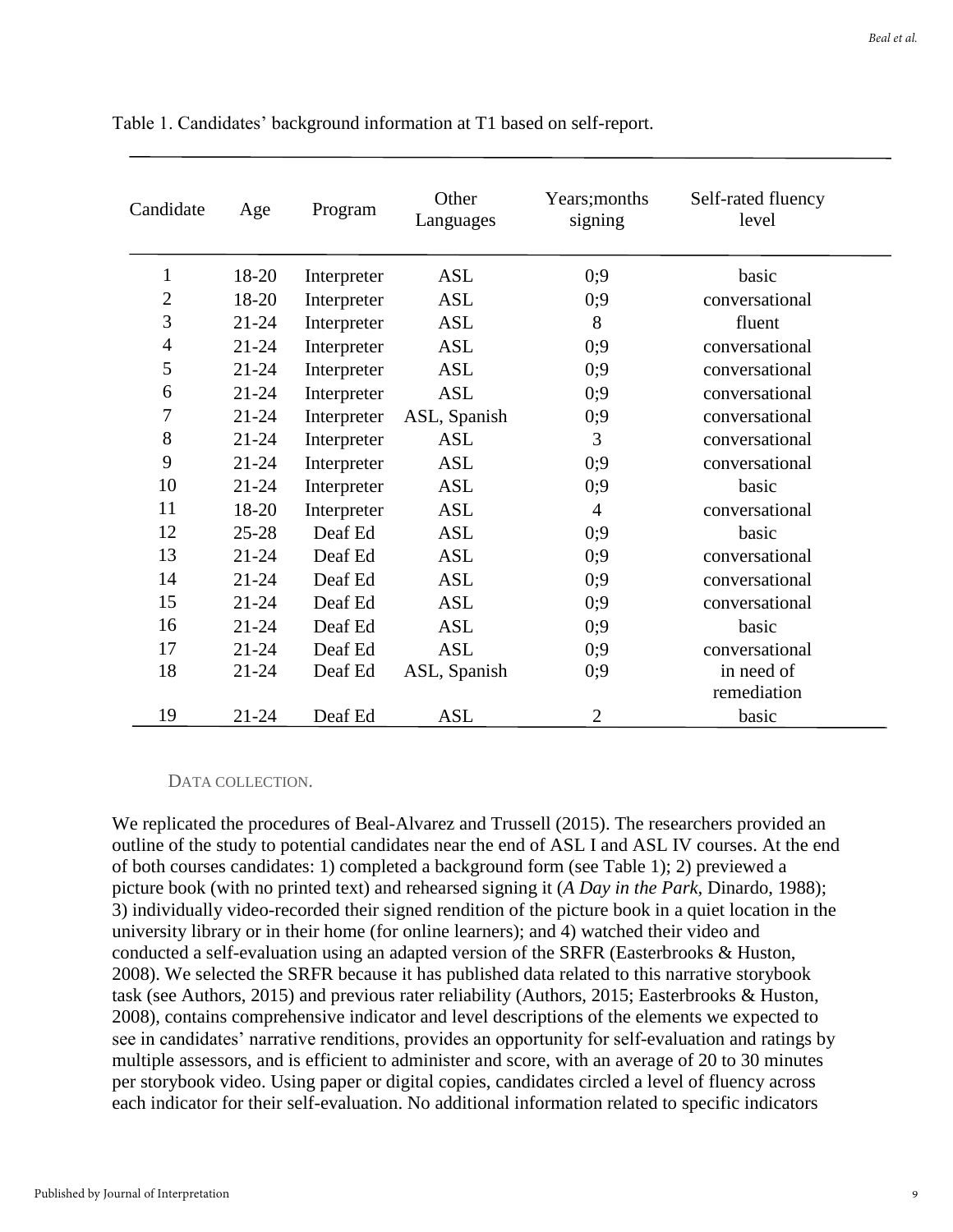Table 1. Candidates' background information at T1 based on self-report.

| Candidate | Age | Program | Other Languages | Years;months signing | Self-rated fluency level |
|---|---|---|---|---|---|
| 1 | 18-20 | Interpreter | ASL | 0;9 | basic |
| 2 | 18-20 | Interpreter | ASL | 0;9 | conversational |
| 3 | 21-24 | Interpreter | ASL | 8 | fluent |
| 4 | 21-24 | Interpreter | ASL | 0;9 | conversational |
| 5 | 21-24 | Interpreter | ASL | 0;9 | conversational |
| 6 | 21-24 | Interpreter | ASL | 0;9 | conversational |
| 7 | 21-24 | Interpreter | ASL, Spanish | 0;9 | conversational |
| 8 | 21-24 | Interpreter | ASL | 3 | conversational |
| 9 | 21-24 | Interpreter | ASL | 0;9 | conversational |
| 10 | 21-24 | Interpreter | ASL | 0;9 | basic |
| 11 | 18-20 | Interpreter | ASL | 4 | conversational |
| 12 | 25-28 | Deaf Ed | ASL | 0;9 | basic |
| 13 | 21-24 | Deaf Ed | ASL | 0;9 | conversational |
| 14 | 21-24 | Deaf Ed | ASL | 0;9 | conversational |
| 15 | 21-24 | Deaf Ed | ASL | 0;9 | conversational |
| 16 | 21-24 | Deaf Ed | ASL | 0;9 | basic |
| 17 | 21-24 | Deaf Ed | ASL | 0;9 | conversational |
| 18 | 21-24 | Deaf Ed | ASL, Spanish | 0;9 | in need of remediation |
| 19 | 21-24 | Deaf Ed | ASL | 2 | basic |

### DATA COLLECTION.

We replicated the procedures of Beal-Alvarez and Trussell (2015). The researchers provided an outline of the study to potential candidates near the end of ASL I and ASL IV courses. At the end of both courses candidates: 1) completed a background form (see Table 1); 2) previewed a picture book (with no printed text) and rehearsed signing it (*A Day in the Park*, Dinardo, 1988); 3) individually video-recorded their signed rendition of the picture book in a quiet location in the university library or in their home (for online learners); and 4) watched their video and conducted a self-evaluation using an adapted version of the SRFR (Easterbrooks & Huston, 2008). We selected the SRFR because it has published data related to this narrative storybook task (see Authors, 2015) and previous rater reliability (Authors, 2015; Easterbrooks & Huston, 2008), contains comprehensive indicator and level descriptions of the elements we expected to see in candidates' narrative renditions, provides an opportunity for self-evaluation and ratings by multiple assessors, and is efficient to administer and score, with an average of 20 to 30 minutes per storybook video. Using paper or digital copies, candidates circled a level of fluency across each indicator for their self-evaluation. No additional information related to specific indicators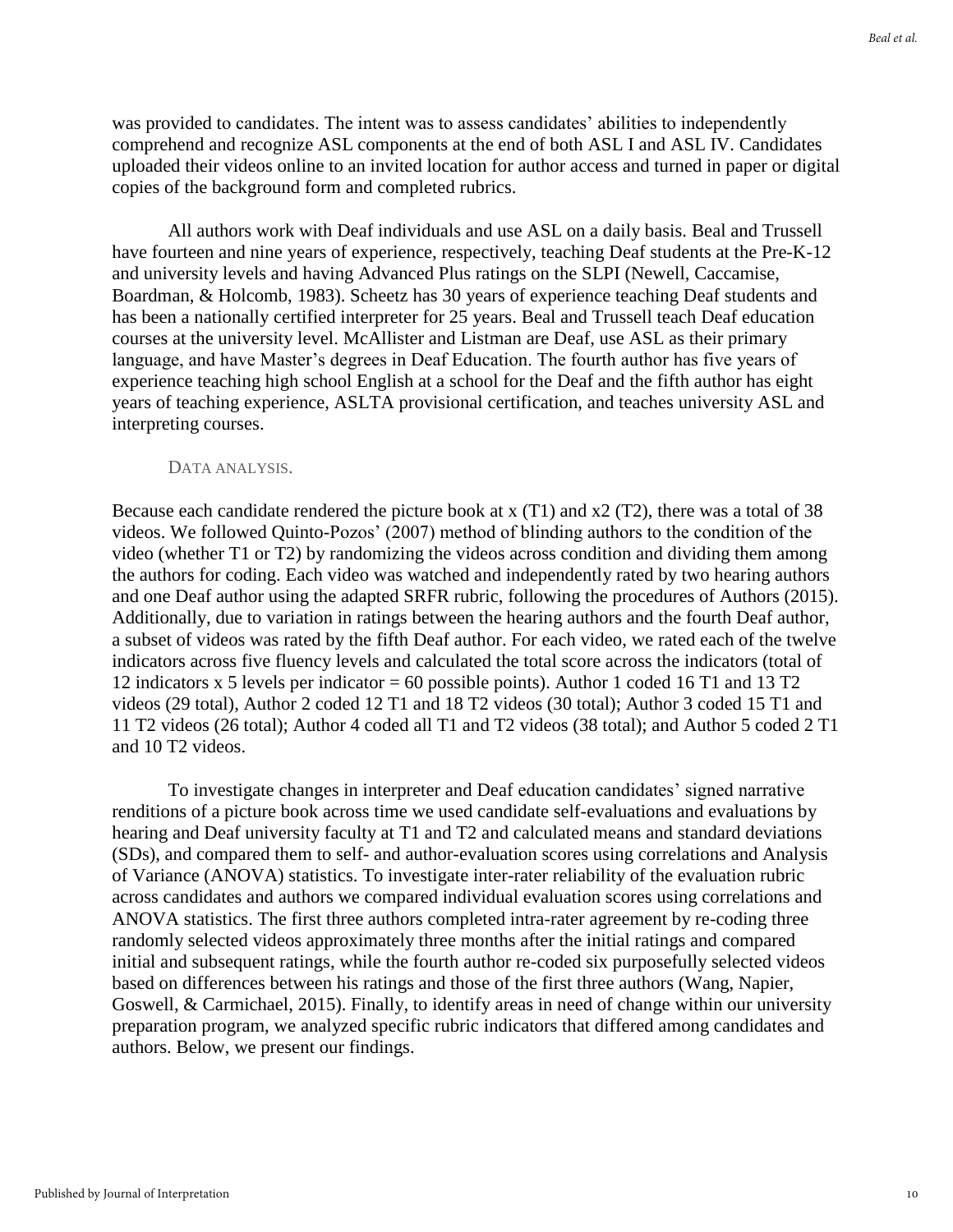was provided to candidates. The intent was to assess candidates' abilities to independently comprehend and recognize ASL components at the end of both ASL I and ASL IV. Candidates uploaded their videos online to an invited location for author access and turned in paper or digital copies of the background form and completed rubrics.

All authors work with Deaf individuals and use ASL on a daily basis. Beal and Trussell have fourteen and nine years of experience, respectively, teaching Deaf students at the Pre-K-12 and university levels and having Advanced Plus ratings on the SLPI (Newell, Caccamise, Boardman, & Holcomb, 1983). Scheetz has 30 years of experience teaching Deaf students and has been a nationally certified interpreter for 25 years. Beal and Trussell teach Deaf education courses at the university level. McAllister and Listman are Deaf, use ASL as their primary language, and have Master's degrees in Deaf Education. The fourth author has five years of experience teaching high school English at a school for the Deaf and the fifth author has eight years of teaching experience, ASLTA provisional certification, and teaches university ASL and interpreting courses.

### DATA ANALYSIS.

Because each candidate rendered the picture book at x (T1) and x2 (T2), there was a total of 38 videos. We followed Quinto-Pozos' (2007) method of blinding authors to the condition of the video (whether T1 or T2) by randomizing the videos across condition and dividing them among the authors for coding. Each video was watched and independently rated by two hearing authors and one Deaf author using the adapted SRFR rubric, following the procedures of Authors (2015). Additionally, due to variation in ratings between the hearing authors and the fourth Deaf author, a subset of videos was rated by the fifth Deaf author. For each video, we rated each of the twelve indicators across five fluency levels and calculated the total score across the indicators (total of 12 indicators x 5 levels per indicator = 60 possible points). Author 1 coded 16 T1 and 13 T2 videos (29 total), Author 2 coded 12 T1 and 18 T2 videos (30 total); Author 3 coded 15 T1 and 11 T2 videos (26 total); Author 4 coded all T1 and T2 videos (38 total); and Author 5 coded 2 T1 and 10 T2 videos.

To investigate changes in interpreter and Deaf education candidates' signed narrative renditions of a picture book across time we used candidate self-evaluations and evaluations by hearing and Deaf university faculty at T1 and T2 and calculated means and standard deviations (SDs), and compared them to self- and author-evaluation scores using correlations and Analysis of Variance (ANOVA) statistics. To investigate inter-rater reliability of the evaluation rubric across candidates and authors we compared individual evaluation scores using correlations and ANOVA statistics. The first three authors completed intra-rater agreement by re-coding three randomly selected videos approximately three months after the initial ratings and compared initial and subsequent ratings, while the fourth author re-coded six purposefully selected videos based on differences between his ratings and those of the first three authors (Wang, Napier, Goswell, & Carmichael, 2015). Finally, to identify areas in need of change within our university preparation program, we analyzed specific rubric indicators that differed among candidates and authors. Below, we present our findings.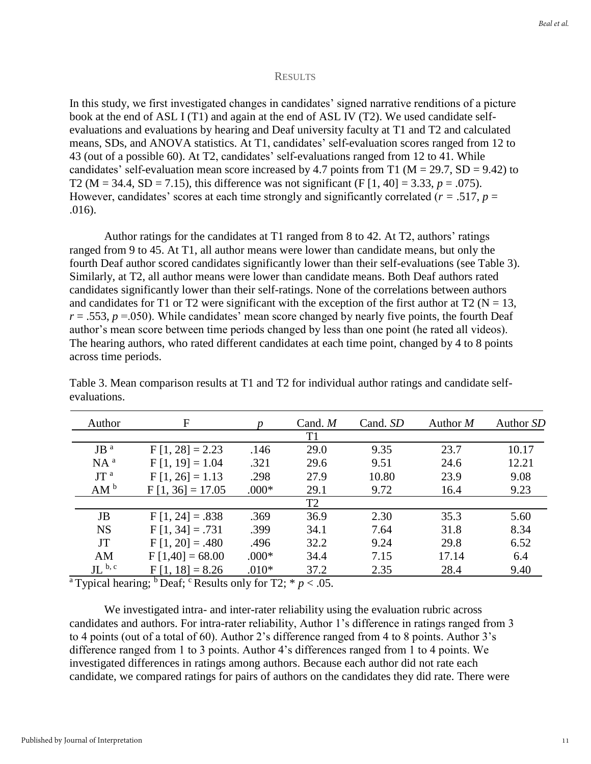## Results

In this study, we first investigated changes in candidates' signed narrative renditions of a picture book at the end of ASL I (T1) and again at the end of ASL IV (T2). We used candidate self-evaluations and evaluations by hearing and Deaf university faculty at T1 and T2 and calculated means, SDs, and ANOVA statistics. At T1, candidates' self-evaluation scores ranged from 12 to 43 (out of a possible 60). At T2, candidates' self-evaluations ranged from 12 to 41. While candidates' self-evaluation mean score increased by 4.7 points from T1 (M = 29.7, SD = 9.42) to T2 (M = 34.4, SD = 7.15), this difference was not significant (F [1, 40] = 3.33, $p = .075$). However, candidates' scores at each time strongly and significantly correlated ($r = .517$, $p = .016$).

Author ratings for the candidates at T1 ranged from 8 to 42. At T2, authors' ratings ranged from 9 to 45. At T1, all author means were lower than candidate means, but only the fourth Deaf author scored candidates significantly lower than their self-evaluations (see Table 3). Similarly, at T2, all author means were lower than candidate means. Both Deaf authors rated candidates significantly lower than their self-ratings. None of the correlations between authors and candidates for T1 or T2 were significant with the exception of the first author at T2 (N = 13, $r = .553$, $p = .050$). While candidates' mean score changed by nearly five points, the fourth Deaf author's mean score between time periods changed by less than one point (he rated all videos). The hearing authors, who rated different candidates at each time point, changed by 4 to 8 points across time periods.

Table 3. Mean comparison results at T1 and T2 for individual author ratings and candidate self-evaluations.

| Author | F | *p* | Cand. *M* | Cand. *SD* | Author *M* | Author *SD* |
|---|---|---|---|---|---|---|
| | | | T1 | | | |
| JB [a] | F [1, 28] = 2.23 | .146 | 29.0 | 9.35 | 23.7 | 10.17 |
| NA [a] | F [1, 19] = 1.04 | .321 | 29.6 | 9.51 | 24.6 | 12.21 |
| JT [a] | F [1, 26] = 1.13 | .298 | 27.9 | 10.80 | 23.9 | 9.08 |
| AM [b] | F [1, 36] = 17.05 | .000* | 29.1 | 9.72 | 16.4 | 9.23 |
| | | | T2 | | | |
| JB | F [1, 24] = .838 | .369 | 36.9 | 2.30 | 35.3 | 5.60 |
| NS | F [1, 34] = .731 | .399 | 34.1 | 7.64 | 31.8 | 8.34 |
| JT | F [1, 20] = .480 | .496 | 32.2 | 9.24 | 29.8 | 6.52 |
| AM | F [1,40] = 68.00 | .000* | 34.4 | 7.15 | 17.14 | 6.4 |
| JL [b, c] | F [1, 18] = 8.26 | .010* | 37.2 | 2.35 | 28.4 | 9.40 |

[a] Typical hearing; [b] Deaf; [c] Results only for T2; * $p < .05$.

We investigated intra- and inter-rater reliability using the evaluation rubric across candidates and authors. For intra-rater reliability, Author 1's difference in ratings ranged from 3 to 4 points (out of a total of 60). Author 2's difference ranged from 4 to 8 points. Author 3's difference ranged from 1 to 3 points. Author 4's differences ranged from 1 to 4 points. We investigated differences in ratings among authors. Because each author did not rate each candidate, we compared ratings for pairs of authors on the candidates they did rate. There were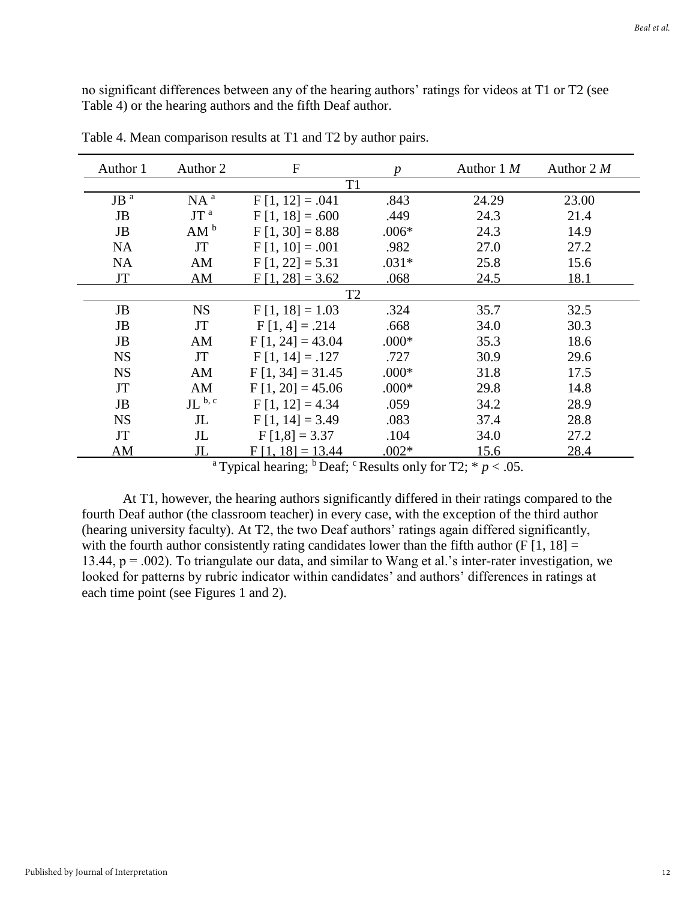no significant differences between any of the hearing authors' ratings for videos at T1 or T2 (see Table 4) or the hearing authors and the fifth Deaf author.

Table 4. Mean comparison results at T1 and T2 by author pairs.

| Author 1 | Author 2 | F | $p$ | Author 1 $M$ | Author 2 $M$ |
|---|---|---|---|---|---|
| | | T1 | | | |
| JB [a] | NA [a] | F [1, 12] = .041 | .843 | 24.29 | 23.00 |
| JB | JT [a] | F [1, 18] = .600 | .449 | 24.3 | 21.4 |
| JB | AM [b] | F [1, 30] = 8.88 | .006* | 24.3 | 14.9 |
| NA | JT | F [1, 10] = .001 | .982 | 27.0 | 27.2 |
| NA | AM | F [1, 22] = 5.31 | .031* | 25.8 | 15.6 |
| JT | AM | F [1, 28] = 3.62 | .068 | 24.5 | 18.1 |
| | | T2 | | | |
| JB | NS | F [1, 18] = 1.03 | .324 | 35.7 | 32.5 |
| JB | JT | F [1, 4] = .214 | .668 | 34.0 | 30.3 |
| JB | AM | F [1, 24] = 43.04 | .000* | 35.3 | 18.6 |
| NS | JT | F [1, 14] = .127 | .727 | 30.9 | 29.6 |
| NS | AM | F [1, 34] = 31.45 | .000* | 31.8 | 17.5 |
| JT | AM | F [1, 20] = 45.06 | .000* | 29.8 | 14.8 |
| JB | JL [b, c] | F [1, 12] = 4.34 | .059 | 34.2 | 28.9 |
| NS | JL | F [1, 14] = 3.49 | .083 | 37.4 | 28.8 |
| JT | JL | F [1,8] = 3.37 | .104 | 34.0 | 27.2 |
| AM | JL | F [1, 18] = 13.44 | .002* | 15.6 | 28.4 |

[a] Typical hearing; [b] Deaf; [c] Results only for T2; * $p < .05$.

At T1, however, the hearing authors significantly differed in their ratings compared to the fourth Deaf author (the classroom teacher) in every case, with the exception of the third author (hearing university faculty). At T2, the two Deaf authors' ratings again differed significantly, with the fourth author consistently rating candidates lower than the fifth author ($F [1, 18] = 13.44$, $p = .002$). To triangulate our data, and similar to Wang et al.'s inter-rater investigation, we looked for patterns by rubric indicator within candidates' and authors' differences in ratings at each time point (see Figures 1 and 2).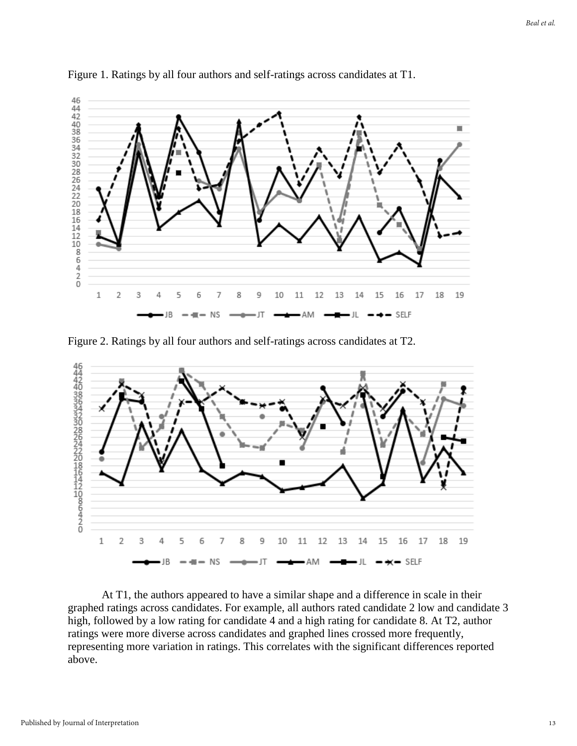Figure 1. Ratings by all four authors and self-ratings across candidates at T1.

Figure 2. Ratings by all four authors and self-ratings across candidates at T2.

At T1, the authors appeared to have a similar shape and a difference in scale in their graphed ratings across candidates. For example, all authors rated candidate 2 low and candidate 3 high, followed by a low rating for candidate 4 and a high rating for candidate 8. At T2, author ratings were more diverse across candidates and graphed lines crossed more frequently, representing more variation in ratings. This correlates with the significant differences reported above.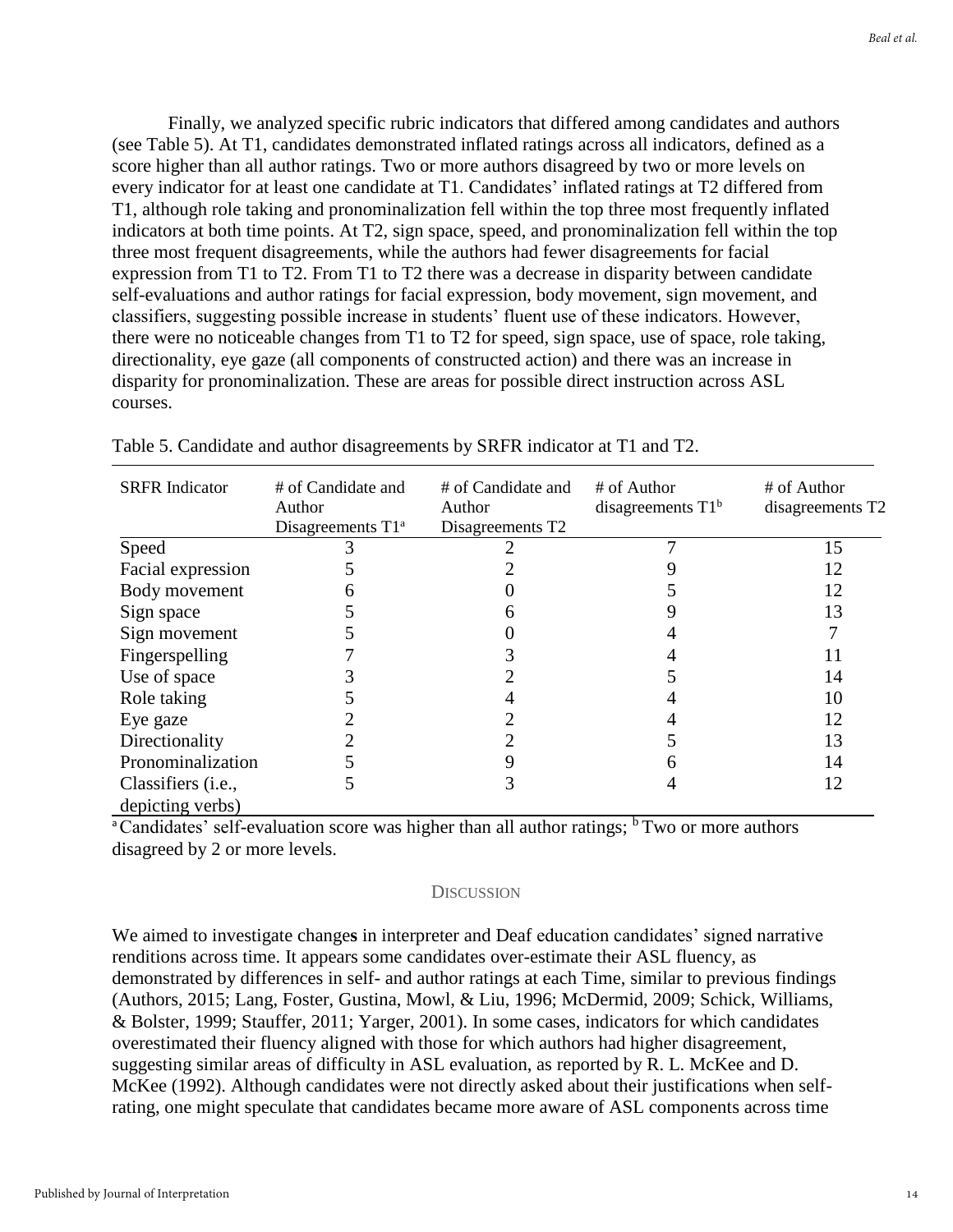Finally, we analyzed specific rubric indicators that differed among candidates and authors (see Table 5). At T1, candidates demonstrated inflated ratings across all indicators, defined as a score higher than all author ratings. Two or more authors disagreed by two or more levels on every indicator for at least one candidate at T1. Candidates' inflated ratings at T2 differed from T1, although role taking and pronominalization fell within the top three most frequently inflated indicators at both time points. At T2, sign space, speed, and pronominalization fell within the top three most frequent disagreements, while the authors had fewer disagreements for facial expression from T1 to T2. From T1 to T2 there was a decrease in disparity between candidate self-evaluations and author ratings for facial expression, body movement, sign movement, and classifiers, suggesting possible increase in students' fluent use of these indicators. However, there were no noticeable changes from T1 to T2 for speed, sign space, use of space, role taking, directionality, eye gaze (all components of constructed action) and there was an increase in disparity for pronominalization. These are areas for possible direct instruction across ASL courses.

Table 5. Candidate and author disagreements by SRFR indicator at T1 and T2.

| SRFR Indicator | # of Candidate and Author Disagreements T1[a] | # of Candidate and Author Disagreements T2 | # of Author disagreements T1[b] | # of Author disagreements T2 |
|---|---|---|---|---|
| Speed | 3 | 2 | 7 | 15 |
| Facial expression | 5 | 2 | 9 | 12 |
| Body movement | 6 | 0 | 5 | 12 |
| Sign space | 5 | 6 | 9 | 13 |
| Sign movement | 5 | 0 | 4 | 7 |
| Fingerspelling | 7 | 3 | 4 | 11 |
| Use of space | 3 | 2 | 5 | 14 |
| Role taking | 5 | 4 | 4 | 10 |
| Eye gaze | 2 | 2 | 4 | 12 |
| Directionality | 2 | 2 | 5 | 13 |
| Pronominalization | 5 | 9 | 6 | 14 |
| Classifiers (i.e., depicting verbs) | 5 | 3 | 4 | 12 |

[a] Candidates' self-evaluation score was higher than all author ratings; [b] Two or more authors disagreed by 2 or more levels.

## Discussion

We aimed to investigate changes in interpreter and Deaf education candidates' signed narrative renditions across time. It appears some candidates over-estimate their ASL fluency, as demonstrated by differences in self- and author ratings at each Time, similar to previous findings (Authors, 2015; Lang, Foster, Gustina, Mowl, & Liu, 1996; McDermid, 2009; Schick, Williams, & Bolster, 1999; Stauffer, 2011; Yarger, 2001). In some cases, indicators for which candidates overestimated their fluency aligned with those for which authors had higher disagreement, suggesting similar areas of difficulty in ASL evaluation, as reported by R. L. McKee and D. McKee (1992). Although candidates were not directly asked about their justifications when self-rating, one might speculate that candidates became more aware of ASL components across time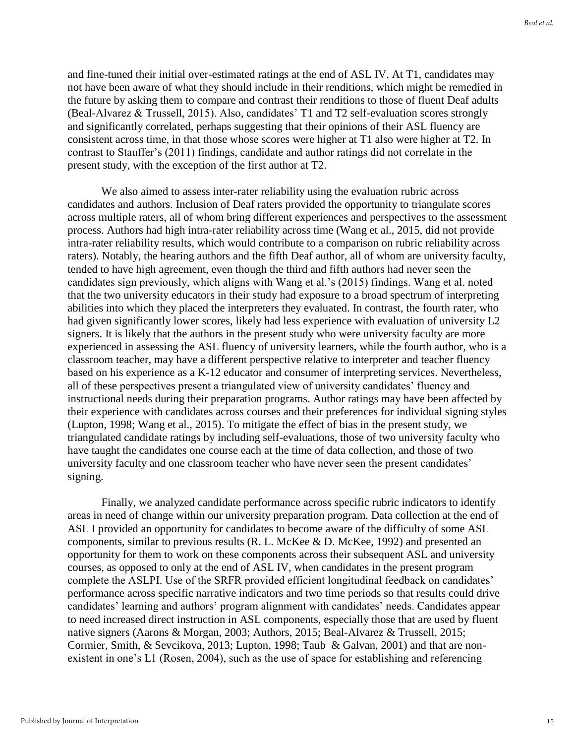and fine-tuned their initial over-estimated ratings at the end of ASL IV. At T1, candidates may not have been aware of what they should include in their renditions, which might be remedied in the future by asking them to compare and contrast their renditions to those of fluent Deaf adults (Beal-Alvarez & Trussell, 2015). Also, candidates' T1 and T2 self-evaluation scores strongly and significantly correlated, perhaps suggesting that their opinions of their ASL fluency are consistent across time, in that those whose scores were higher at T1 also were higher at T2. In contrast to Stauffer's (2011) findings, candidate and author ratings did not correlate in the present study, with the exception of the first author at T2.

We also aimed to assess inter-rater reliability using the evaluation rubric across candidates and authors. Inclusion of Deaf raters provided the opportunity to triangulate scores across multiple raters, all of whom bring different experiences and perspectives to the assessment process. Authors had high intra-rater reliability across time (Wang et al., 2015, did not provide intra-rater reliability results, which would contribute to a comparison on rubric reliability across raters). Notably, the hearing authors and the fifth Deaf author, all of whom are university faculty, tended to have high agreement, even though the third and fifth authors had never seen the candidates sign previously, which aligns with Wang et al.'s (2015) findings. Wang et al. noted that the two university educators in their study had exposure to a broad spectrum of interpreting abilities into which they placed the interpreters they evaluated. In contrast, the fourth rater, who had given significantly lower scores, likely had less experience with evaluation of university L2 signers. It is likely that the authors in the present study who were university faculty are more experienced in assessing the ASL fluency of university learners, while the fourth author, who is a classroom teacher, may have a different perspective relative to interpreter and teacher fluency based on his experience as a K-12 educator and consumer of interpreting services. Nevertheless, all of these perspectives present a triangulated view of university candidates' fluency and instructional needs during their preparation programs. Author ratings may have been affected by their experience with candidates across courses and their preferences for individual signing styles (Lupton, 1998; Wang et al., 2015). To mitigate the effect of bias in the present study, we triangulated candidate ratings by including self-evaluations, those of two university faculty who have taught the candidates one course each at the time of data collection, and those of two university faculty and one classroom teacher who have never seen the present candidates' signing.

Finally, we analyzed candidate performance across specific rubric indicators to identify areas in need of change within our university preparation program. Data collection at the end of ASL I provided an opportunity for candidates to become aware of the difficulty of some ASL components, similar to previous results (R. L. McKee & D. McKee, 1992) and presented an opportunity for them to work on these components across their subsequent ASL and university courses, as opposed to only at the end of ASL IV, when candidates in the present program complete the ASLPI. Use of the SRFR provided efficient longitudinal feedback on candidates' performance across specific narrative indicators and two time periods so that results could drive candidates' learning and authors' program alignment with candidates' needs. Candidates appear to need increased direct instruction in ASL components, especially those that are used by fluent native signers (Aarons & Morgan, 2003; Authors, 2015; Beal-Alvarez & Trussell, 2015; Cormier, Smith, & Sevcikova, 2013; Lupton, 1998; Taub & Galvan, 2001) and that are non-existent in one's L1 (Rosen, 2004), such as the use of space for establishing and referencing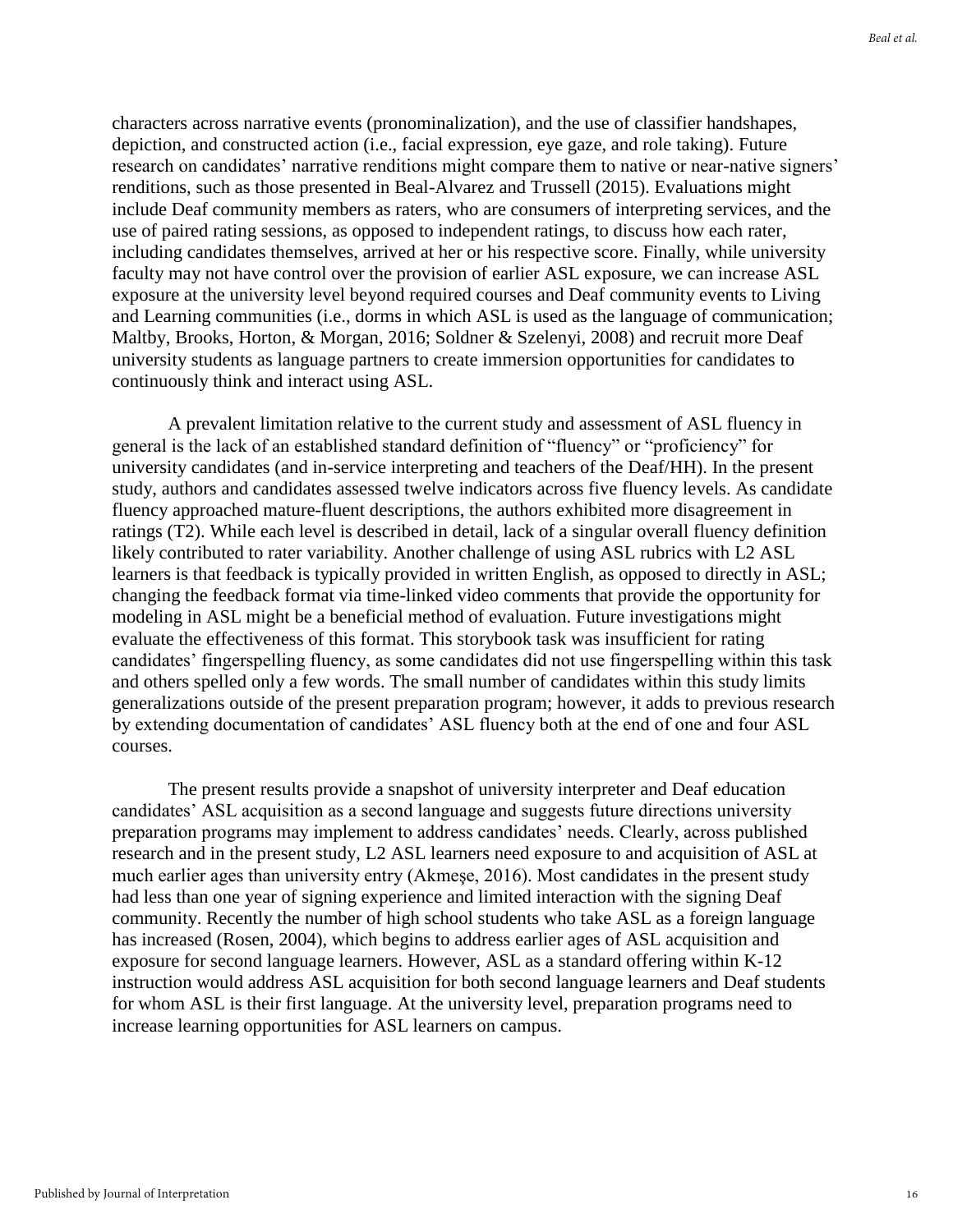characters across narrative events (pronominalization), and the use of classifier handshapes, depiction, and constructed action (i.e., facial expression, eye gaze, and role taking). Future research on candidates' narrative renditions might compare them to native or near-native signers' renditions, such as those presented in Beal-Alvarez and Trussell (2015). Evaluations might include Deaf community members as raters, who are consumers of interpreting services, and the use of paired rating sessions, as opposed to independent ratings, to discuss how each rater, including candidates themselves, arrived at her or his respective score. Finally, while university faculty may not have control over the provision of earlier ASL exposure, we can increase ASL exposure at the university level beyond required courses and Deaf community events to Living and Learning communities (i.e., dorms in which ASL is used as the language of communication; Maltby, Brooks, Horton, & Morgan, 2016; Soldner & Szelenyi, 2008) and recruit more Deaf university students as language partners to create immersion opportunities for candidates to continuously think and interact using ASL.

A prevalent limitation relative to the current study and assessment of ASL fluency in general is the lack of an established standard definition of "fluency" or "proficiency" for university candidates (and in-service interpreting and teachers of the Deaf/HH). In the present study, authors and candidates assessed twelve indicators across five fluency levels. As candidate fluency approached mature-fluent descriptions, the authors exhibited more disagreement in ratings (T2). While each level is described in detail, lack of a singular overall fluency definition likely contributed to rater variability. Another challenge of using ASL rubrics with L2 ASL learners is that feedback is typically provided in written English, as opposed to directly in ASL; changing the feedback format via time-linked video comments that provide the opportunity for modeling in ASL might be a beneficial method of evaluation. Future investigations might evaluate the effectiveness of this format. This storybook task was insufficient for rating candidates' fingerspelling fluency, as some candidates did not use fingerspelling within this task and others spelled only a few words. The small number of candidates within this study limits generalizations outside of the present preparation program; however, it adds to previous research by extending documentation of candidates' ASL fluency both at the end of one and four ASL courses.

The present results provide a snapshot of university interpreter and Deaf education candidates' ASL acquisition as a second language and suggests future directions university preparation programs may implement to address candidates' needs. Clearly, across published research and in the present study, L2 ASL learners need exposure to and acquisition of ASL at much earlier ages than university entry (Akmeșe, 2016). Most candidates in the present study had less than one year of signing experience and limited interaction with the signing Deaf community. Recently the number of high school students who take ASL as a foreign language has increased (Rosen, 2004), which begins to address earlier ages of ASL acquisition and exposure for second language learners. However, ASL as a standard offering within K-12 instruction would address ASL acquisition for both second language learners and Deaf students for whom ASL is their first language. At the university level, preparation programs need to increase learning opportunities for ASL learners on campus.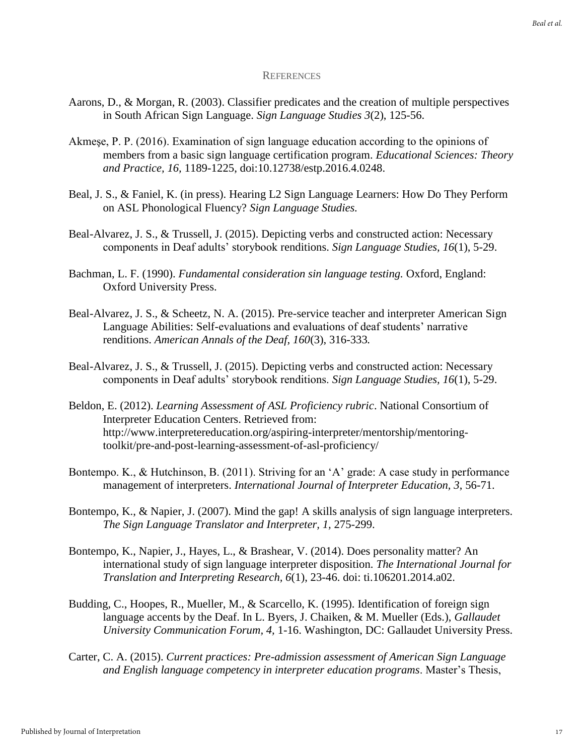## References

Aarons, D., & Morgan, R. (2003). Classifier predicates and the creation of multiple perspectives in South African Sign Language. *Sign Language Studies 3*(2), 125-56.

Akmeşe, P. P. (2016). Examination of sign language education according to the opinions of members from a basic sign language certification program. *Educational Sciences: Theory and Practice, 16,* 1189-1225, doi:10.12738/estp.2016.4.0248.

Beal, J. S., & Faniel, K. (in press). Hearing L2 Sign Language Learners: How Do They Perform on ASL Phonological Fluency? *Sign Language Studies.*

Beal-Alvarez, J. S., & Trussell, J. (2015). Depicting verbs and constructed action: Necessary components in Deaf adults' storybook renditions. *Sign Language Studies, 16*(1), 5-29.

Bachman, L. F. (1990). *Fundamental consideration sin language testing.* Oxford, England: Oxford University Press.

Beal-Alvarez, J. S., & Scheetz, N. A. (2015). Pre-service teacher and interpreter American Sign Language Abilities: Self-evaluations and evaluations of deaf students' narrative renditions. *American Annals of the Deaf, 160*(3), 316-333*.*

Beal-Alvarez, J. S., & Trussell, J. (2015). Depicting verbs and constructed action: Necessary components in Deaf adults' storybook renditions. *Sign Language Studies, 16*(1), 5-29.

Beldon, E. (2012). *Learning Assessment of ASL Proficiency rubric*. National Consortium of Interpreter Education Centers. Retrieved from: http://www.interpretereducation.org/aspiring-interpreter/mentorship/mentoring-toolkit/pre-and-post-learning-assessment-of-asl-proficiency/

Bontempo. K., & Hutchinson, B. (2011). Striving for an 'A' grade: A case study in performance management of interpreters. *International Journal of Interpreter Education, 3*, 56-71.

Bontempo, K., & Napier, J. (2007). Mind the gap! A skills analysis of sign language interpreters. *The Sign Language Translator and Interpreter, 1,* 275-299.

Bontempo, K., Napier, J., Hayes, L., & Brashear, V. (2014). Does personality matter? An international study of sign language interpreter disposition. *The International Journal for Translation and Interpreting Research, 6*(1), 23-46. doi: ti.106201.2014.a02.

Budding, C., Hoopes, R., Mueller, M., & Scarcello, K. (1995). Identification of foreign sign language accents by the Deaf. In L. Byers, J. Chaiken, & M. Mueller (Eds.), *Gallaudet University Communication Forum, 4,* 1-16. Washington, DC: Gallaudet University Press.

Carter, C. A. (2015). *Current practices: Pre-admission assessment of American Sign Language and English language competency in interpreter education programs*. Master's Thesis,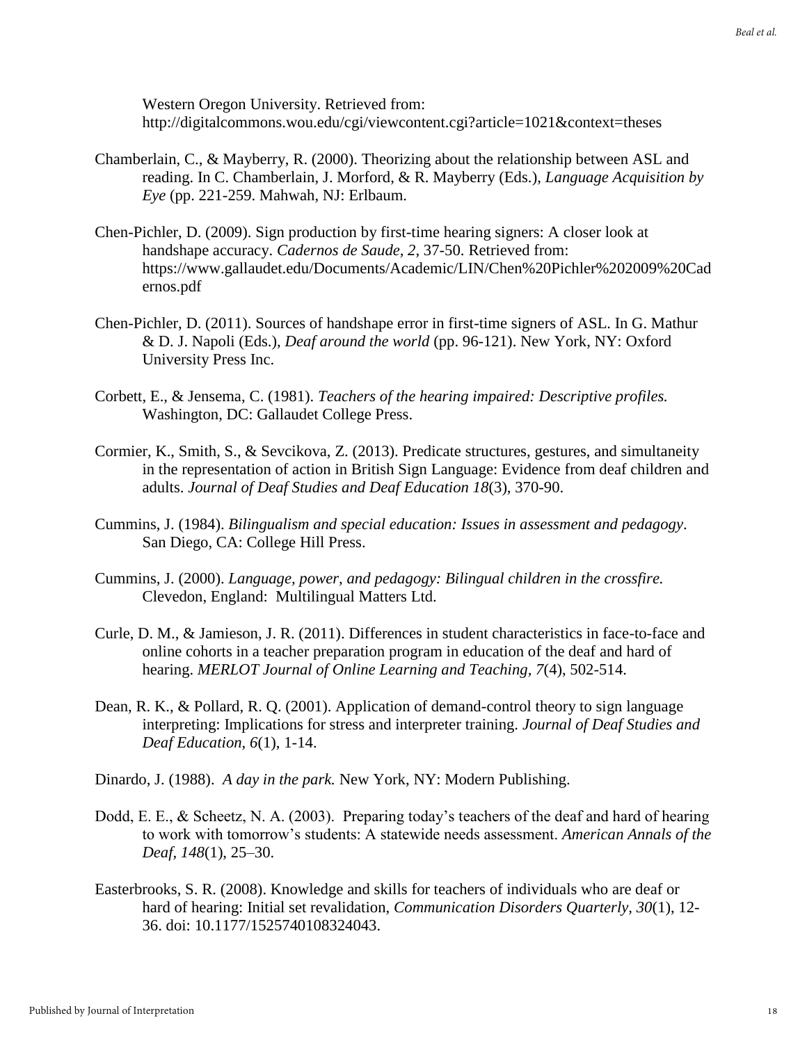Western Oregon University. Retrieved from: http://digitalcommons.wou.edu/cgi/viewcontent.cgi?article=1021&context=theses

Chamberlain, C., & Mayberry, R. (2000). Theorizing about the relationship between ASL and reading. In C. Chamberlain, J. Morford, & R. Mayberry (Eds.), *Language Acquisition by Eye* (pp. 221-259. Mahwah, NJ: Erlbaum.

Chen-Pichler, D. (2009). Sign production by first-time hearing signers: A closer look at handshape accuracy. *Cadernos de Saude, 2,* 37-50. Retrieved from: https://www.gallaudet.edu/Documents/Academic/LIN/Chen%20Pichler%202009%20Cadernos.pdf

Chen-Pichler, D. (2011). Sources of handshape error in first-time signers of ASL. In G. Mathur & D. J. Napoli (Eds.), *Deaf around the world* (pp. 96-121). New York, NY: Oxford University Press Inc.

Corbett, E., & Jensema, C. (1981). *Teachers of the hearing impaired: Descriptive profiles.* Washington, DC: Gallaudet College Press.

Cormier, K., Smith, S., & Sevcikova, Z. (2013). Predicate structures, gestures, and simultaneity in the representation of action in British Sign Language: Evidence from deaf children and adults. *Journal of Deaf Studies and Deaf Education 18*(3), 370-90.

Cummins, J. (1984). *Bilingualism and special education: Issues in assessment and pedagogy*. San Diego, CA: College Hill Press.

Cummins, J. (2000). *Language, power, and pedagogy: Bilingual children in the crossfire.* Clevedon, England: Multilingual Matters Ltd.

Curle, D. M., & Jamieson, J. R. (2011). Differences in student characteristics in face-to-face and online cohorts in a teacher preparation program in education of the deaf and hard of hearing. *MERLOT Journal of Online Learning and Teaching, 7*(4), 502-514.

Dean, R. K., & Pollard, R. Q. (2001). Application of demand-control theory to sign language interpreting: Implications for stress and interpreter training. *Journal of Deaf Studies and Deaf Education, 6*(1), 1-14.

Dinardo, J. (1988). *A day in the park.* New York, NY: Modern Publishing.

Dodd, E. E., & Scheetz, N. A. (2003). Preparing today's teachers of the deaf and hard of hearing to work with tomorrow's students: A statewide needs assessment. *American Annals of the Deaf, 148*(1), 25–30.

Easterbrooks, S. R. (2008). Knowledge and skills for teachers of individuals who are deaf or hard of hearing: Initial set revalidation, *Communication Disorders Quarterly, 30*(1), 12-36. doi: 10.1177/1525740108324043.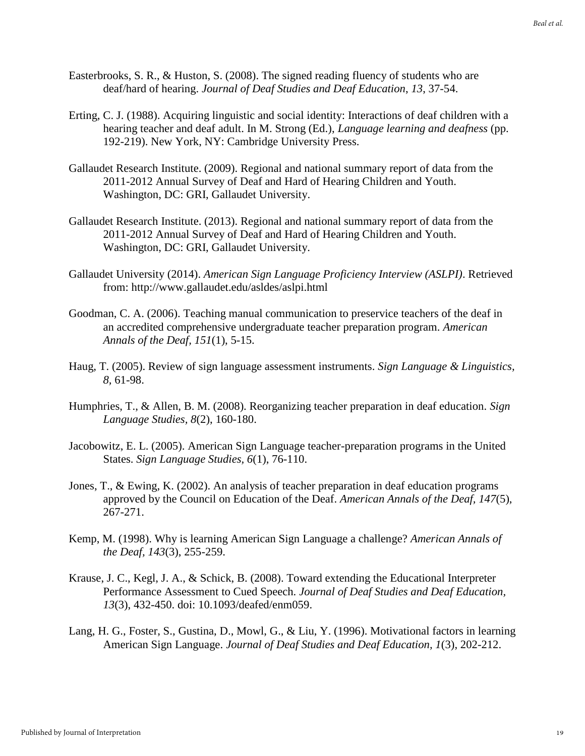Easterbrooks, S. R., & Huston, S. (2008). The signed reading fluency of students who are deaf/hard of hearing. *Journal of Deaf Studies and Deaf Education*, *13*, 37-54.

Erting, C. J. (1988). Acquiring linguistic and social identity: Interactions of deaf children with a hearing teacher and deaf adult. In M. Strong (Ed.), *Language learning and deafness* (pp. 192-219). New York, NY: Cambridge University Press.

Gallaudet Research Institute. (2009). Regional and national summary report of data from the 2011-2012 Annual Survey of Deaf and Hard of Hearing Children and Youth. Washington, DC: GRI, Gallaudet University.

Gallaudet Research Institute. (2013). Regional and national summary report of data from the 2011-2012 Annual Survey of Deaf and Hard of Hearing Children and Youth. Washington, DC: GRI, Gallaudet University.

Gallaudet University (2014). *American Sign Language Proficiency Interview (ASLPI)*. Retrieved from: http://www.gallaudet.edu/asldes/aslpi.html

Goodman, C. A. (2006). Teaching manual communication to preservice teachers of the deaf in an accredited comprehensive undergraduate teacher preparation program. *American Annals of the Deaf*, *151*(1), 5-15.

Haug, T. (2005). Review of sign language assessment instruments. *Sign Language & Linguistics*, *8*, 61-98.

Humphries, T., & Allen, B. M. (2008). Reorganizing teacher preparation in deaf education. *Sign Language Studies*, *8*(2), 160-180.

Jacobowitz, E. L. (2005). American Sign Language teacher-preparation programs in the United States. *Sign Language Studies*, *6*(1), 76-110.

Jones, T., & Ewing, K. (2002). An analysis of teacher preparation in deaf education programs approved by the Council on Education of the Deaf. *American Annals of the Deaf*, *147*(5), 267-271.

Kemp, M. (1998). Why is learning American Sign Language a challenge? *American Annals of the Deaf*, *143*(3), 255-259.

Krause, J. C., Kegl, J. A., & Schick, B. (2008). Toward extending the Educational Interpreter Performance Assessment to Cued Speech. *Journal of Deaf Studies and Deaf Education*, *13*(3), 432-450. doi: 10.1093/deafed/enm059.

Lang, H. G., Foster, S., Gustina, D., Mowl, G., & Liu, Y. (1996). Motivational factors in learning American Sign Language. *Journal of Deaf Studies and Deaf Education*, *1*(3), 202-212.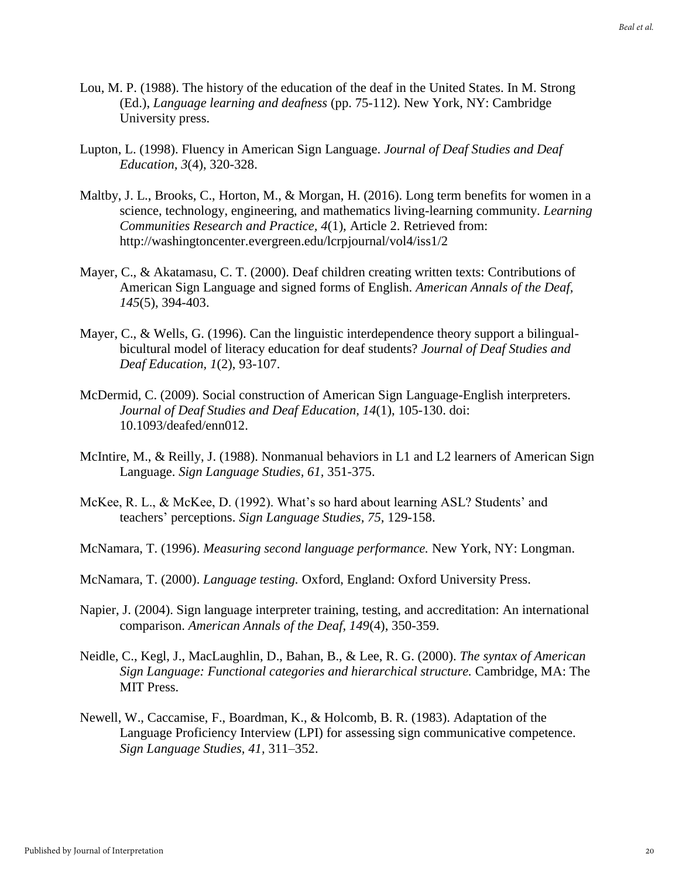Lou, M. P. (1988). The history of the education of the deaf in the United States. In M. Strong (Ed.), *Language learning and deafness* (pp. 75-112). New York, NY: Cambridge University press.

Lupton, L. (1998). Fluency in American Sign Language. *Journal of Deaf Studies and Deaf Education*, *3*(4), 320-328.

Maltby, J. L., Brooks, C., Horton, M., & Morgan, H. (2016). Long term benefits for women in a science, technology, engineering, and mathematics living-learning community. *Learning Communities Research and Practice, 4*(1), Article 2. Retrieved from: http://washingtoncenter.evergreen.edu/lcrpjournal/vol4/iss1/2

Mayer, C., & Akatamasu, C. T. (2000). Deaf children creating written texts: Contributions of American Sign Language and signed forms of English. *American Annals of the Deaf, 145*(5), 394-403.

Mayer, C., & Wells, G. (1996). Can the linguistic interdependence theory support a bilingual-bicultural model of literacy education for deaf students? *Journal of Deaf Studies and Deaf Education*, *1*(2), 93-107.

McDermid, C. (2009). Social construction of American Sign Language-English interpreters. *Journal of Deaf Studies and Deaf Education, 14*(1), 105-130. doi: 10.1093/deafed/enn012.

McIntire, M., & Reilly, J. (1988). Nonmanual behaviors in L1 and L2 learners of American Sign Language. *Sign Language Studies, 61,* 351-375.

McKee, R. L., & McKee, D. (1992). What's so hard about learning ASL? Students' and teachers' perceptions. *Sign Language Studies, 75,* 129-158.

McNamara, T. (1996). *Measuring second language performance.* New York, NY: Longman.

McNamara, T. (2000). *Language testing.* Oxford, England: Oxford University Press.

Napier, J. (2004). Sign language interpreter training, testing, and accreditation: An international comparison. *American Annals of the Deaf, 149*(4), 350-359.

Neidle, C., Kegl, J., MacLaughlin, D., Bahan, B., & Lee, R. G. (2000). *The syntax of American Sign Language: Functional categories and hierarchical structure.* Cambridge, MA: The MIT Press.

Newell, W., Caccamise, F., Boardman, K., & Holcomb, B. R. (1983). Adaptation of the Language Proficiency Interview (LPI) for assessing sign communicative competence. *Sign Language Studies, 41*, 311–352.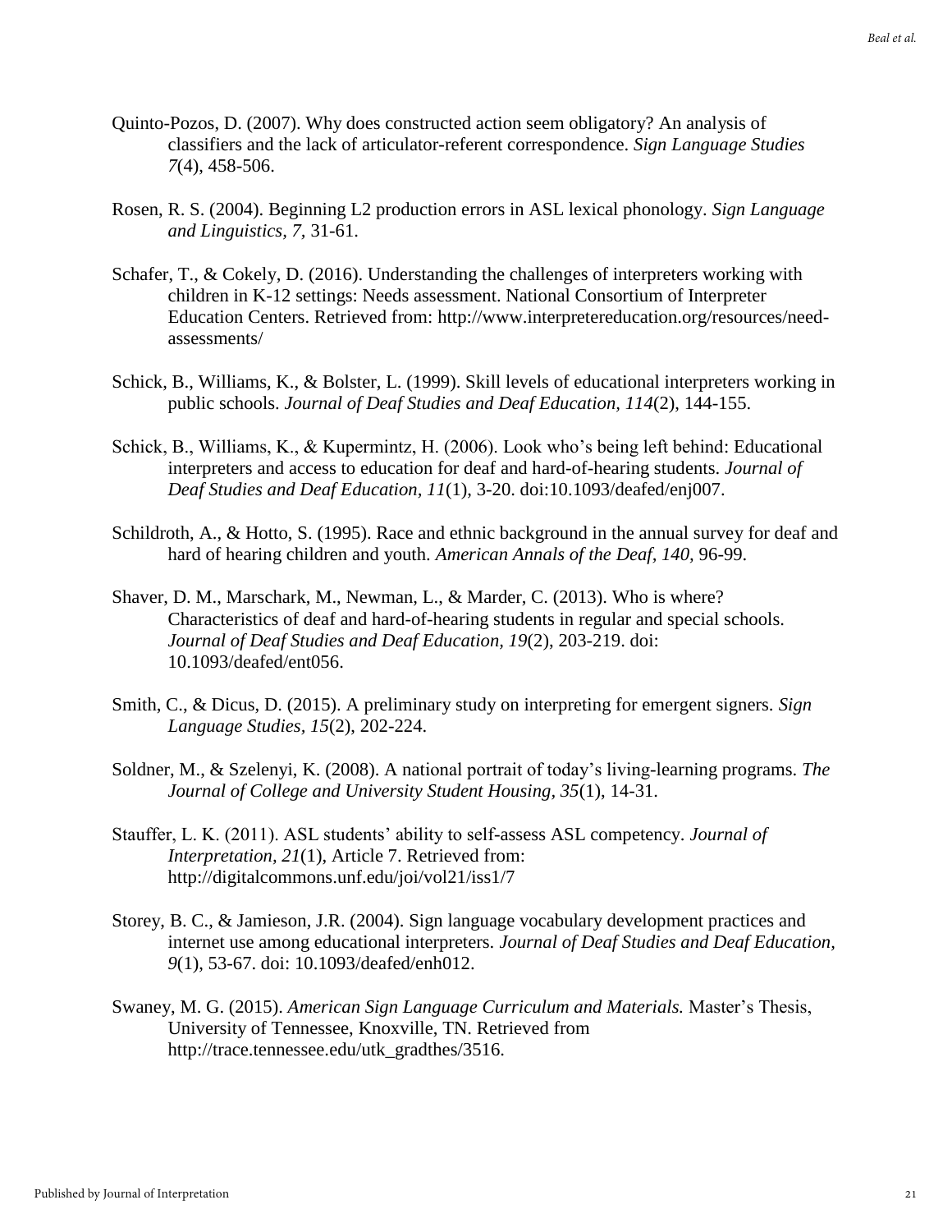Quinto-Pozos, D. (2007). Why does constructed action seem obligatory? An analysis of classifiers and the lack of articulator-referent correspondence. *Sign Language Studies 7*(4), 458-506.

Rosen, R. S. (2004). Beginning L2 production errors in ASL lexical phonology. *Sign Language and Linguistics, 7,* 31-61.

Schafer, T., & Cokely, D. (2016). Understanding the challenges of interpreters working with children in K-12 settings: Needs assessment. National Consortium of Interpreter Education Centers. Retrieved from: http://www.interpretereducation.org/resources/need-assessments/

Schick, B., Williams, K., & Bolster, L. (1999). Skill levels of educational interpreters working in public schools. *Journal of Deaf Studies and Deaf Education, 114*(2), 144-155.

Schick, B., Williams, K., & Kupermintz, H. (2006). Look who's being left behind: Educational interpreters and access to education for deaf and hard-of-hearing students. *Journal of Deaf Studies and Deaf Education, 11*(1), 3-20. doi:10.1093/deafed/enj007.

Schildroth, A., & Hotto, S. (1995). Race and ethnic background in the annual survey for deaf and hard of hearing children and youth. *American Annals of the Deaf, 140*, 96-99.

Shaver, D. M., Marschark, M., Newman, L., & Marder, C. (2013). Who is where? Characteristics of deaf and hard-of-hearing students in regular and special schools. *Journal of Deaf Studies and Deaf Education, 19*(2), 203-219. doi: 10.1093/deafed/ent056.

Smith, C., & Dicus, D. (2015). A preliminary study on interpreting for emergent signers. *Sign Language Studies*, *15*(2), 202-224.

Soldner, M., & Szelenyi, K. (2008). A national portrait of today's living-learning programs. *The Journal of College and University Student Housing, 35*(1), 14-31.

Stauffer, L. K. (2011). ASL students' ability to self-assess ASL competency. *Journal of Interpretation, 21*(1), Article 7. Retrieved from: http://digitalcommons.unf.edu/joi/vol21/iss1/7

Storey, B. C., & Jamieson, J.R. (2004). Sign language vocabulary development practices and internet use among educational interpreters. *Journal of Deaf Studies and Deaf Education, 9*(1), 53-67. doi: 10.1093/deafed/enh012.

Swaney, M. G. (2015). *American Sign Language Curriculum and Materials.* Master's Thesis, University of Tennessee, Knoxville, TN. Retrieved from http://trace.tennessee.edu/utk_gradthes/3516.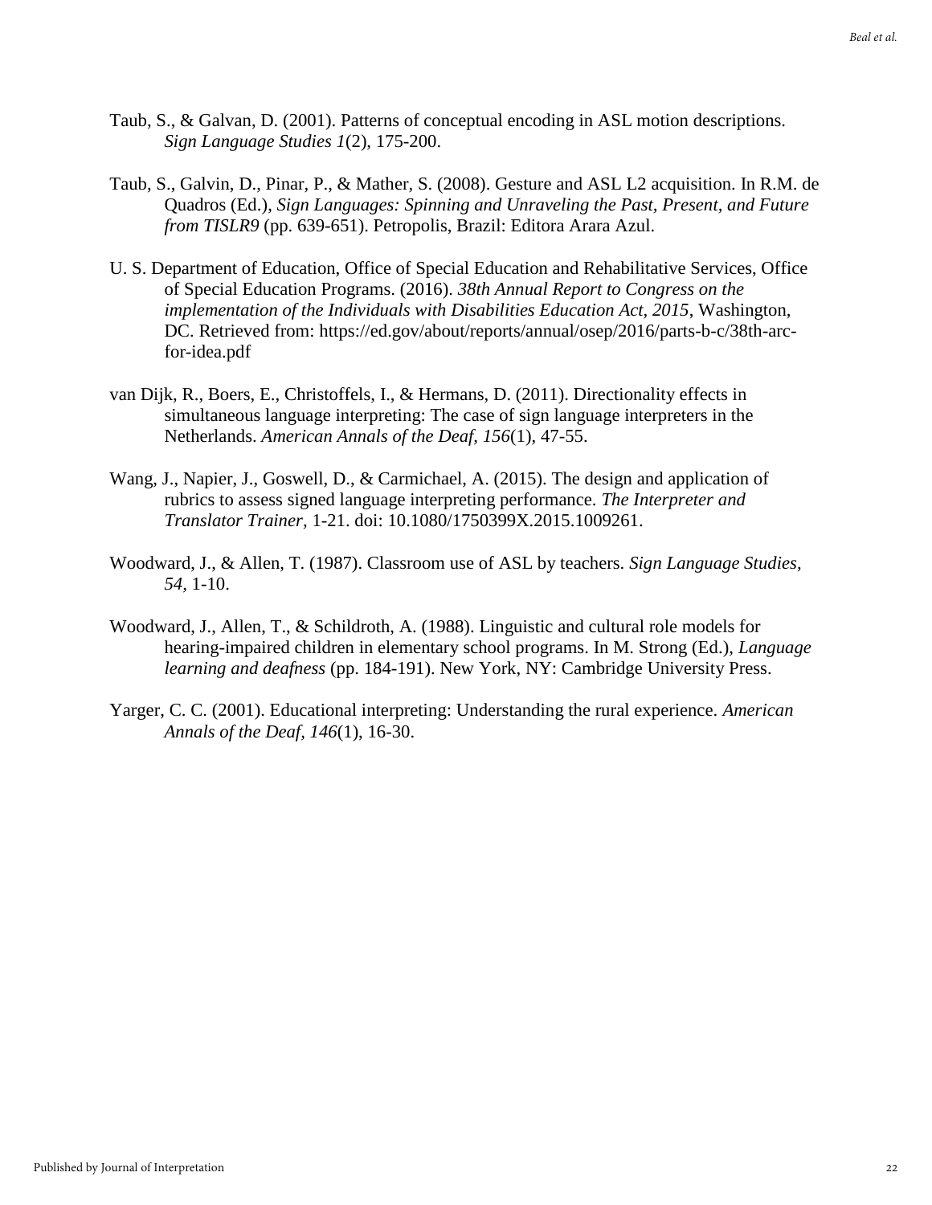Taub, S., & Galvan, D. (2001). Patterns of conceptual encoding in ASL motion descriptions. *Sign Language Studies 1*(2), 175-200.

Taub, S., Galvin, D., Pinar, P., & Mather, S. (2008). Gesture and ASL L2 acquisition. In R.M. de Quadros (Ed.), *Sign Languages: Spinning and Unraveling the Past, Present, and Future from TISLR9* (pp. 639-651). Petropolis, Brazil: Editora Arara Azul.

U. S. Department of Education, Office of Special Education and Rehabilitative Services, Office of Special Education Programs. (2016). *38th Annual Report to Congress on the implementation of the Individuals with Disabilities Education Act, 2015*, Washington, DC. Retrieved from: https://ed.gov/about/reports/annual/osep/2016/parts-b-c/38th-arc-for-idea.pdf

van Dijk, R., Boers, E., Christoffels, I., & Hermans, D. (2011). Directionality effects in simultaneous language interpreting: The case of sign language interpreters in the Netherlands. *American Annals of the Deaf, 156*(1), 47-55.

Wang, J., Napier, J., Goswell, D., & Carmichael, A. (2015). The design and application of rubrics to assess signed language interpreting performance. *The Interpreter and Translator Trainer,* 1-21. doi: 10.1080/1750399X.2015.1009261.

Woodward, J., & Allen, T. (1987). Classroom use of ASL by teachers. *Sign Language Studies, 54*, 1-10.

Woodward, J., Allen, T., & Schildroth, A. (1988). Linguistic and cultural role models for hearing-impaired children in elementary school programs. In M. Strong (Ed.), *Language learning and deafness* (pp. 184-191). New York, NY: Cambridge University Press.

Yarger, C. C. (2001). Educational interpreting: Understanding the rural experience. *American Annals of the Deaf, 146*(1), 16-30.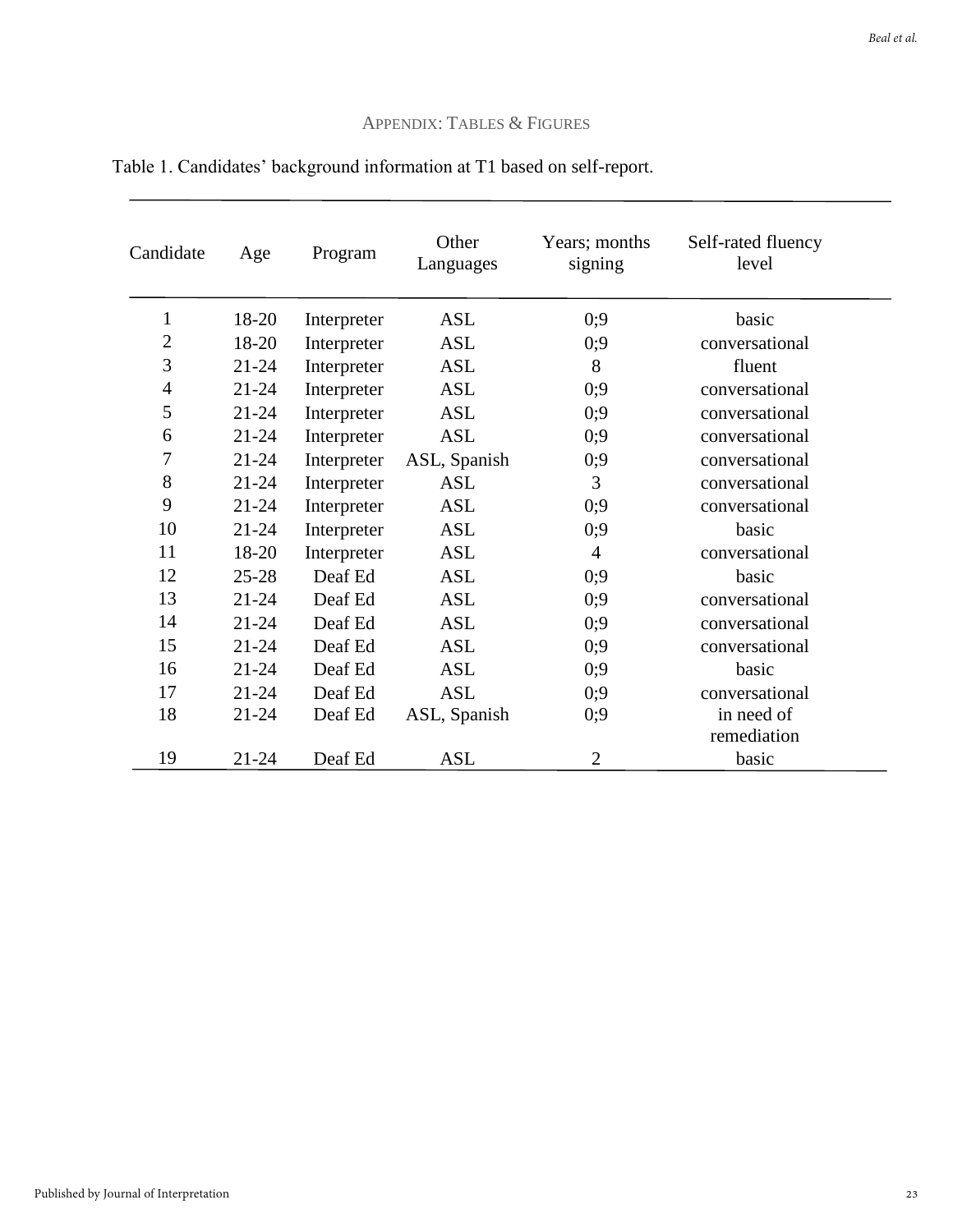## Appendix: Tables & Figures

Table 1. Candidates' background information at T1 based on self-report.

| Candidate | Age | Program | Other Languages | Years; months signing | Self-rated fluency level |
|---|---|---|---|---|---|
| 1 | 18-20 | Interpreter | ASL | 0;9 | basic |
| 2 | 18-20 | Interpreter | ASL | 0;9 | conversational |
| 3 | 21-24 | Interpreter | ASL | 8 | fluent |
| 4 | 21-24 | Interpreter | ASL | 0;9 | conversational |
| 5 | 21-24 | Interpreter | ASL | 0;9 | conversational |
| 6 | 21-24 | Interpreter | ASL | 0;9 | conversational |
| 7 | 21-24 | Interpreter | ASL, Spanish | 0;9 | conversational |
| 8 | 21-24 | Interpreter | ASL | 3 | conversational |
| 9 | 21-24 | Interpreter | ASL | 0;9 | conversational |
| 10 | 21-24 | Interpreter | ASL | 0;9 | basic |
| 11 | 18-20 | Interpreter | ASL | 4 | conversational |
| 12 | 25-28 | Deaf Ed | ASL | 0;9 | basic |
| 13 | 21-24 | Deaf Ed | ASL | 0;9 | conversational |
| 14 | 21-24 | Deaf Ed | ASL | 0;9 | conversational |
| 15 | 21-24 | Deaf Ed | ASL | 0;9 | conversational |
| 16 | 21-24 | Deaf Ed | ASL | 0;9 | basic |
| 17 | 21-24 | Deaf Ed | ASL | 0;9 | conversational |
| 18 | 21-24 | Deaf Ed | ASL, Spanish | 0;9 | in need of remediation |
| 19 | 21-24 | Deaf Ed | ASL | 2 | basic |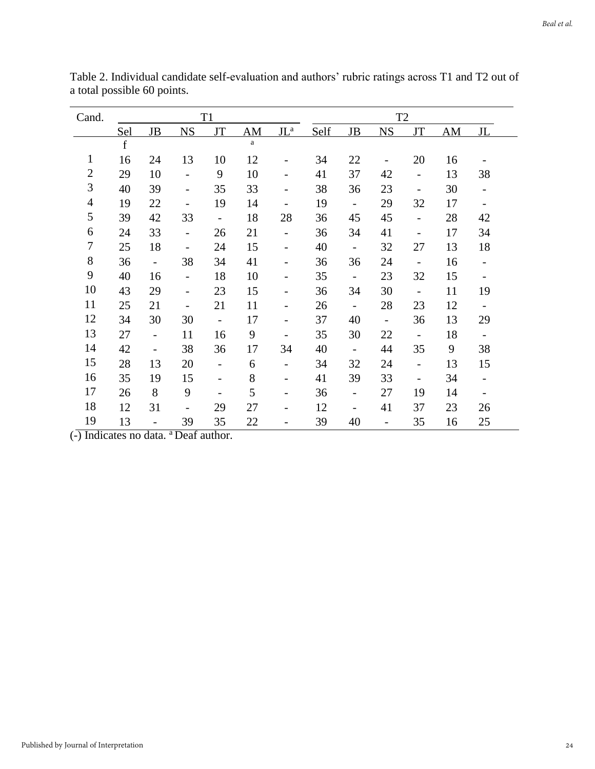Table 2. Individual candidate self-evaluation and authors' rubric ratings across T1 and T2 out of a total possible 60 points.

| Cand. | T1 | | | | | | T2 | | | | | |
|---|---|---|---|---|---|---|---|---|---|---|---|---|
| | Self | JB | NS | JT | AM | JL[a] | Self | JB | NS | JT | AM | JL |
| 1 | 16 | 24 | 13 | 10 | 12 | - | 34 | 22 | - | 20 | 16 | - |
| 2 | 29 | 10 | - | 9 | 10 | - | 41 | 37 | 42 | - | 13 | 38 |
| 3 | 40 | 39 | - | 35 | 33 | - | 38 | 36 | 23 | - | 30 | - |
| 4 | 19 | 22 | - | 19 | 14 | - | 19 | - | 29 | 32 | 17 | - |
| 5 | 39 | 42 | 33 | - | 18 | 28 | 36 | 45 | 45 | - | 28 | 42 |
| 6 | 24 | 33 | - | 26 | 21 | - | 36 | 34 | 41 | - | 17 | 34 |
| 7 | 25 | 18 | - | 24 | 15 | - | 40 | - | 32 | 27 | 13 | 18 |
| 8 | 36 | - | 38 | 34 | 41 | - | 36 | 36 | 24 | - | 16 | - |
| 9 | 40 | 16 | - | 18 | 10 | - | 35 | - | 23 | 32 | 15 | - |
| 10 | 43 | 29 | - | 23 | 15 | - | 36 | 34 | 30 | - | 11 | 19 |
| 11 | 25 | 21 | - | 21 | 11 | - | 26 | - | 28 | 23 | 12 | - |
| 12 | 34 | 30 | 30 | - | 17 | - | 37 | 40 | - | 36 | 13 | 29 |
| 13 | 27 | - | 11 | 16 | 9 | - | 35 | 30 | 22 | - | 18 | - |
| 14 | 42 | - | 38 | 36 | 17 | 34 | 40 | - | 44 | 35 | 9 | 38 |
| 15 | 28 | 13 | 20 | - | 6 | - | 34 | 32 | 24 | - | 13 | 15 |
| 16 | 35 | 19 | 15 | - | 8 | - | 41 | 39 | 33 | - | 34 | - |
| 17 | 26 | 8 | 9 | - | 5 | - | 36 | - | 27 | 19 | 14 | - |
| 18 | 12 | 31 | - | 29 | 27 | - | 12 | - | 41 | 37 | 23 | 26 |
| 19 | 13 | - | 39 | 35 | 22 | - | 39 | 40 | - | 35 | 16 | 25 |

(-) Indicates no data. [a] Deaf author.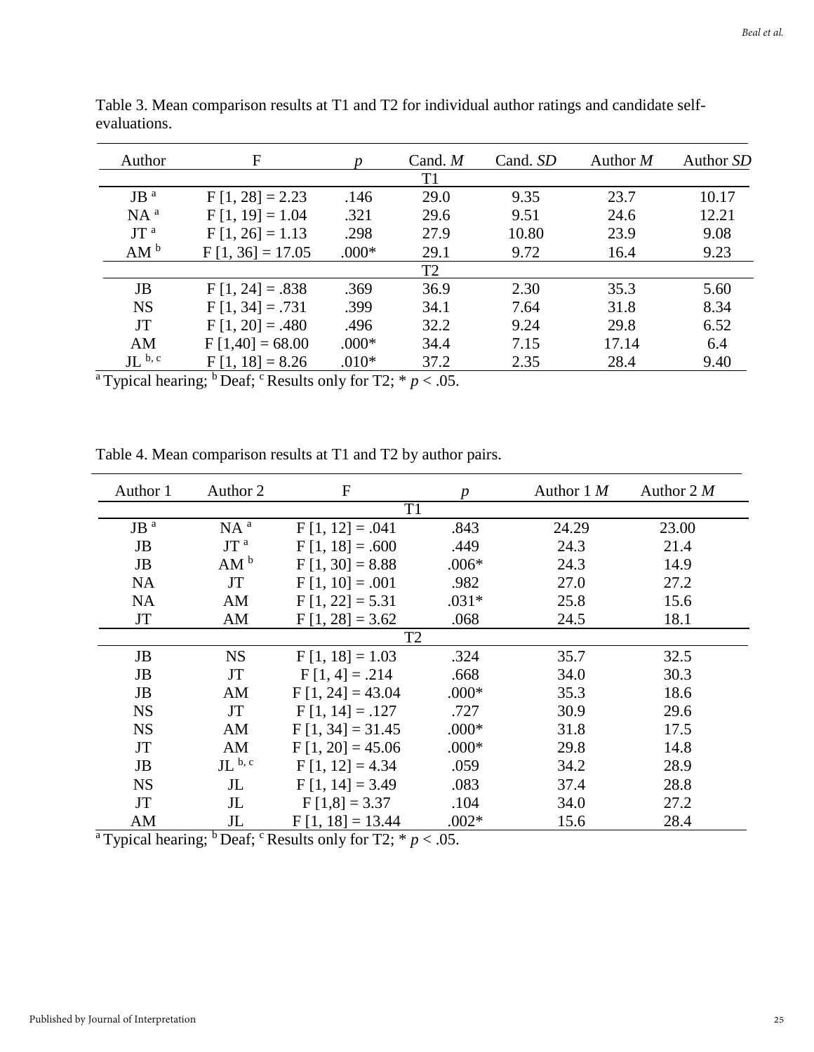Table 3. Mean comparison results at T1 and T2 for individual author ratings and candidate self-evaluations.

| Author | F | *p* | Cand. *M* | Cand. *SD* | Author *M* | Author *SD* |
|---|---|---|---|---|---|---|
| | | | T1 | | | |
| JB [a] | F [1, 28] = 2.23 | .146 | 29.0 | 9.35 | 23.7 | 10.17 |
| NA [a] | F [1, 19] = 1.04 | .321 | 29.6 | 9.51 | 24.6 | 12.21 |
| JT [a] | F [1, 26] = 1.13 | .298 | 27.9 | 10.80 | 23.9 | 9.08 |
| AM [b] | F [1, 36] = 17.05 | .000* | 29.1 | 9.72 | 16.4 | 9.23 |
| | | | T2 | | | |
| JB | F [1, 24] = .838 | .369 | 36.9 | 2.30 | 35.3 | 5.60 |
| NS | F [1, 34] = .731 | .399 | 34.1 | 7.64 | 31.8 | 8.34 |
| JT | F [1, 20] = .480 | .496 | 32.2 | 9.24 | 29.8 | 6.52 |
| AM | F [1,40] = 68.00 | .000* | 34.4 | 7.15 | 17.14 | 6.4 |
| JL [b, c] | F [1, 18] = 8.26 | .010* | 37.2 | 2.35 | 28.4 | 9.40 |

[a] Typical hearing; [b] Deaf; [c] Results only for T2; * $p < .05$.

Table 4. Mean comparison results at T1 and T2 by author pairs.

| Author 1 | Author 2 | F | *p* | Author 1 *M* | Author 2 *M* |
|---|---|---|---|---|---|
| | | | T1 | | |
| JB [a] | NA [a] | F [1, 12] = .041 | .843 | 24.29 | 23.00 |
| JB | JT [a] | F [1, 18] = .600 | .449 | 24.3 | 21.4 |
| JB | AM [b] | F [1, 30] = 8.88 | .006* | 24.3 | 14.9 |
| NA | JT | F [1, 10] = .001 | .982 | 27.0 | 27.2 |
| NA | AM | F [1, 22] = 5.31 | .031* | 25.8 | 15.6 |
| JT | AM | F [1, 28] = 3.62 | .068 | 24.5 | 18.1 |
| | | | T2 | | |
| JB | NS | F [1, 18] = 1.03 | .324 | 35.7 | 32.5 |
| JB | JT | F [1, 4] = .214 | .668 | 34.0 | 30.3 |
| JB | AM | F [1, 24] = 43.04 | .000* | 35.3 | 18.6 |
| NS | JT | F [1, 14] = .127 | .727 | 30.9 | 29.6 |
| NS | AM | F [1, 34] = 31.45 | .000* | 31.8 | 17.5 |
| JT | AM | F [1, 20] = 45.06 | .000* | 29.8 | 14.8 |
| JB | JL [b, c] | F [1, 12] = 4.34 | .059 | 34.2 | 28.9 |
| NS | JL | F [1, 14] = 3.49 | .083 | 37.4 | 28.8 |
| JT | JL | F [1,8] = 3.37 | .104 | 34.0 | 27.2 |
| AM | JL | F [1, 18] = 13.44 | .002* | 15.6 | 28.4 |

[a] Typical hearing; [b] Deaf; [c] Results only for T2; * $p < .05$.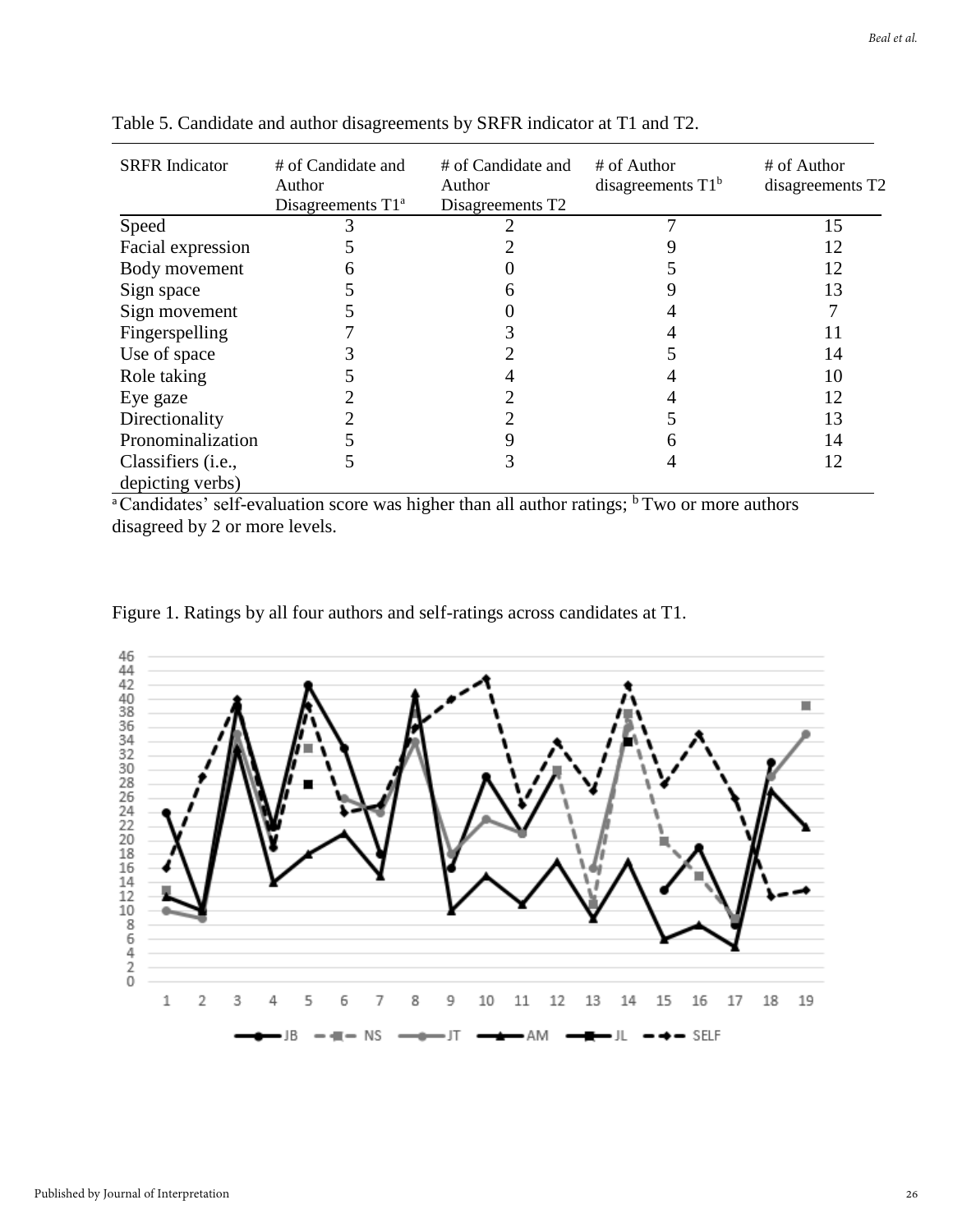Table 5. Candidate and author disagreements by SRFR indicator at T1 and T2.

| SRFR Indicator | # of Candidate and Author Disagreements T1[a] | # of Candidate and Author Disagreements T2 | # of Author disagreements T1[b] | # of Author disagreements T2 |
|---|---|---|---|---|
| Speed | 3 | 2 | 7 | 15 |
| Facial expression | 5 | 2 | 9 | 12 |
| Body movement | 6 | 0 | 5 | 12 |
| Sign space | 5 | 6 | 9 | 13 |
| Sign movement | 5 | 0 | 4 | 7 |
| Fingerspelling | 7 | 3 | 4 | 11 |
| Use of space | 3 | 2 | 5 | 14 |
| Role taking | 5 | 4 | 4 | 10 |
| Eye gaze | 2 | 2 | 4 | 12 |
| Directionality | 2 | 2 | 5 | 13 |
| Pronominalization | 5 | 9 | 6 | 14 |
| Classifiers (i.e., depicting verbs) | 5 | 3 | 4 | 12 |

[a] Candidates' self-evaluation score was higher than all author ratings; [b] Two or more authors disagreed by 2 or more levels.

Figure 1. Ratings by all four authors and self-ratings across candidates at T1.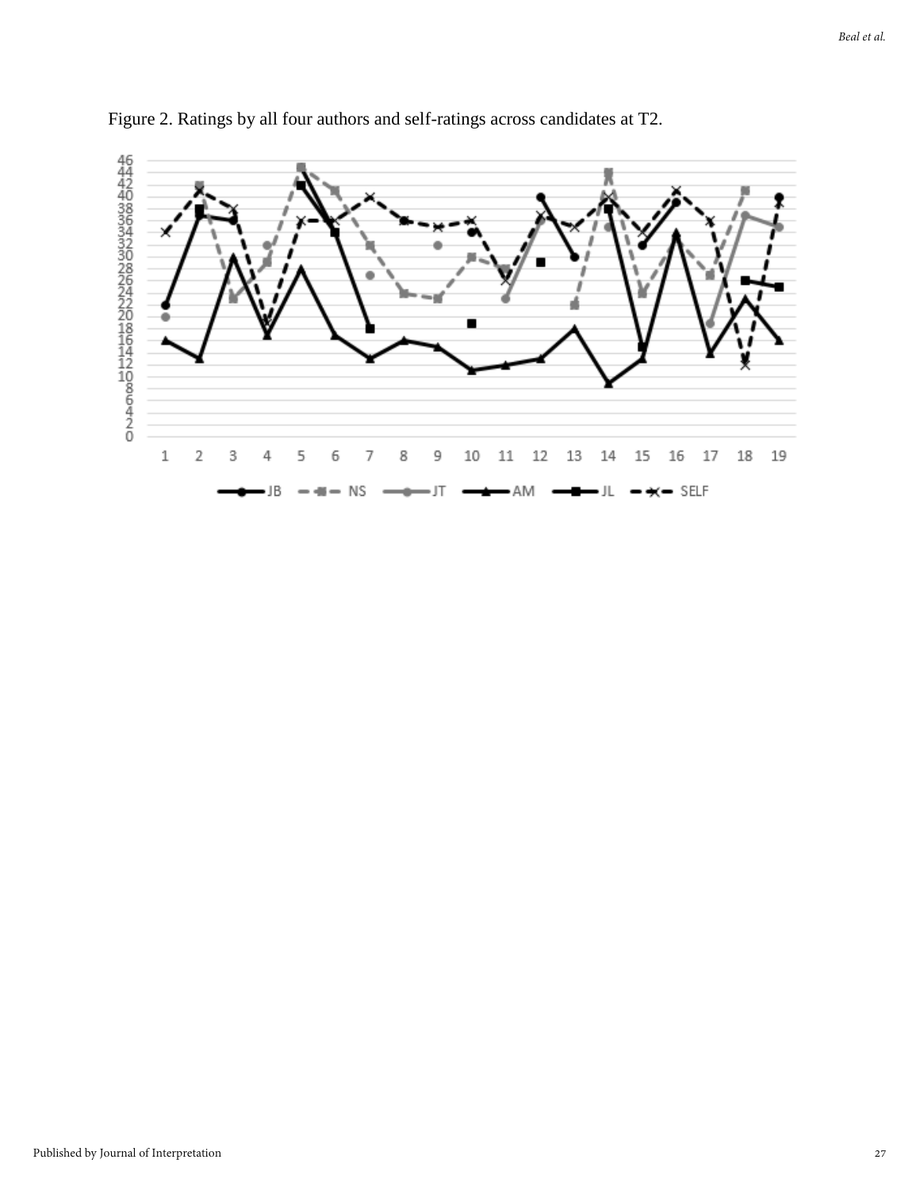Figure 2. Ratings by all four authors and self-ratings across candidates at T2.

46
44
42
40
38
36
34
32
30
28
26
24
22
20
18
16
14
12
10
8
6
4
2
0

1 2 3 4 5 6 7 8 9 10 11 12 13 14 15 16 17 18 19

JB NS JT AM JL SELF